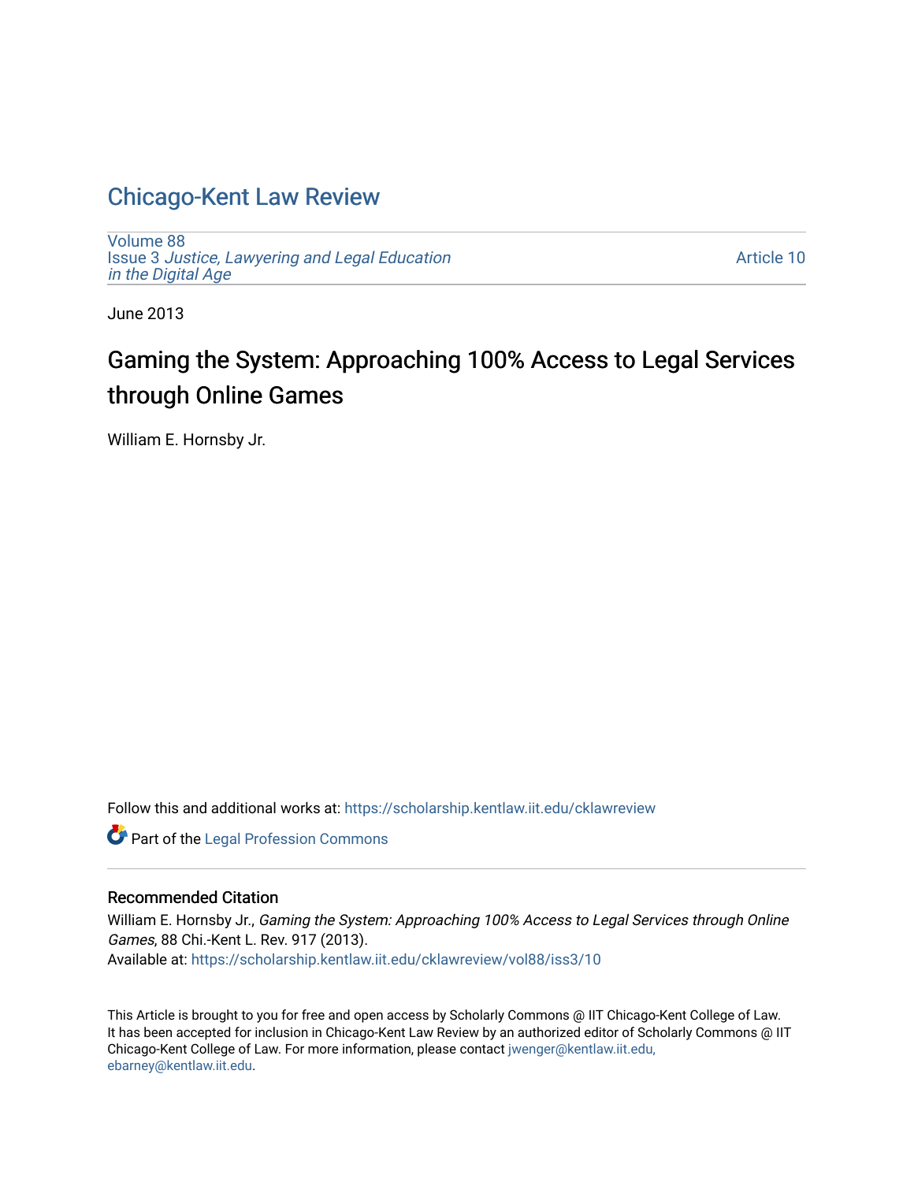# Chicago-Kent Law Review

Volume 88
Issue 3 *Justice, Lawyering and Legal Education in the Digital Age*

Article 10

June 2013

## Gaming the System: Approaching 100% Access to Legal Services through Online Games

William E. Hornsby Jr.

Follow this and additional works at: https://scholarship.kentlaw.iit.edu/cklawreview

Part of the Legal Profession Commons

### Recommended Citation

William E. Hornsby Jr., *Gaming the System: Approaching 100% Access to Legal Services through Online Games*, 88 Chi.-Kent L. Rev. 917 (2013).
Available at: https://scholarship.kentlaw.iit.edu/cklawreview/vol88/iss3/10

This Article is brought to you for free and open access by Scholarly Commons @ IIT Chicago-Kent College of Law. It has been accepted for inclusion in Chicago-Kent Law Review by an authorized editor of Scholarly Commons @ IIT Chicago-Kent College of Law. For more information, please contact jwenger@kentlaw.iit.edu, ebarney@kentlaw.iit.edu.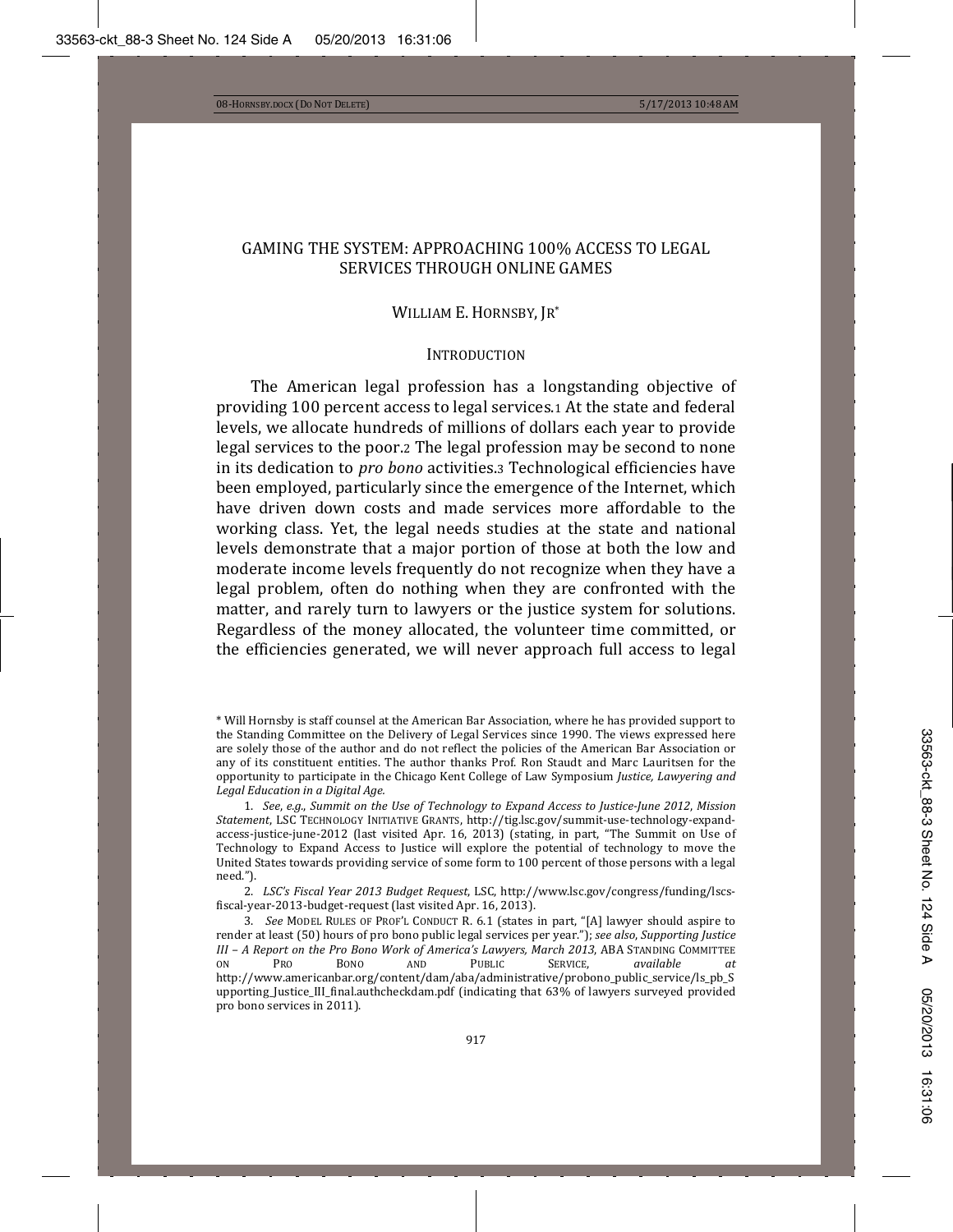# GAMING THE SYSTEM: APPROACHING 100% ACCESS TO LEGAL SERVICES THROUGH ONLINE GAMES

WILLIAM E. HORNSBY, JR*

## INTRODUCTION

The American legal profession has a longstanding objective of providing 100 percent access to legal services.[1] At the state and federal levels, we allocate hundreds of millions of dollars each year to provide legal services to the poor.[2] The legal profession may be second to none in its dedication to *pro bono* activities.[3] Technological efficiencies have been employed, particularly since the emergence of the Internet, which have driven down costs and made services more affordable to the working class. Yet, the legal needs studies at the state and national levels demonstrate that a major portion of those at both the low and moderate income levels frequently do not recognize when they have a legal problem, often do nothing when they are confronted with the matter, and rarely turn to lawyers or the justice system for solutions. Regardless of the money allocated, the volunteer time committed, or the efficiencies generated, we will never approach full access to legal

\* Will Hornsby is staff counsel at the American Bar Association, where he has provided support to the Standing Committee on the Delivery of Legal Services since 1990. The views expressed here are solely those of the author and do not reflect the policies of the American Bar Association or any of its constituent entities. The author thanks Prof. Ron Staudt and Marc Lauritsen for the opportunity to participate in the Chicago Kent College of Law Symposium *Justice, Lawyering and Legal Education in a Digital Age.*

1. *See, e.g.*, *Summit on the Use of Technology to Expand Access to Justice-June 2012*, *Mission Statement*, LSC TECHNOLOGY INITIATIVE GRANTS, http://tig.lsc.gov/summit-use-technology-expand-access-justice-june-2012 (last visited Apr. 16, 2013) (stating, in part, "The Summit on Use of Technology to Expand Access to Justice will explore the potential of technology to move the United States towards providing service of some form to 100 percent of those persons with a legal need.").

2. *LSC's Fiscal Year 2013 Budget Request*, LSC, http://www.lsc.gov/congress/funding/lscs-fiscal-year-2013-budget-request (last visited Apr. 16, 2013).

3. *See* MODEL RULES OF PROF'L CONDUCT R. 6.1 (states in part, "[A] lawyer should aspire to render at least (50) hours of pro bono public legal services per year."); *see also*, *Supporting Justice III – A Report on the Pro Bono Work of America's Lawyers, March 2013*, ABA STANDING COMMITTEE ON PRO BONO AND PUBLIC SERVICE, *available at* http://www.americanbar.org/content/dam/aba/administrative/probono_public_service/ls_pb_Supporting_Justice_III_final.authcheckdam.pdf (indicating that 63% of lawyers surveyed provided pro bono services in 2011).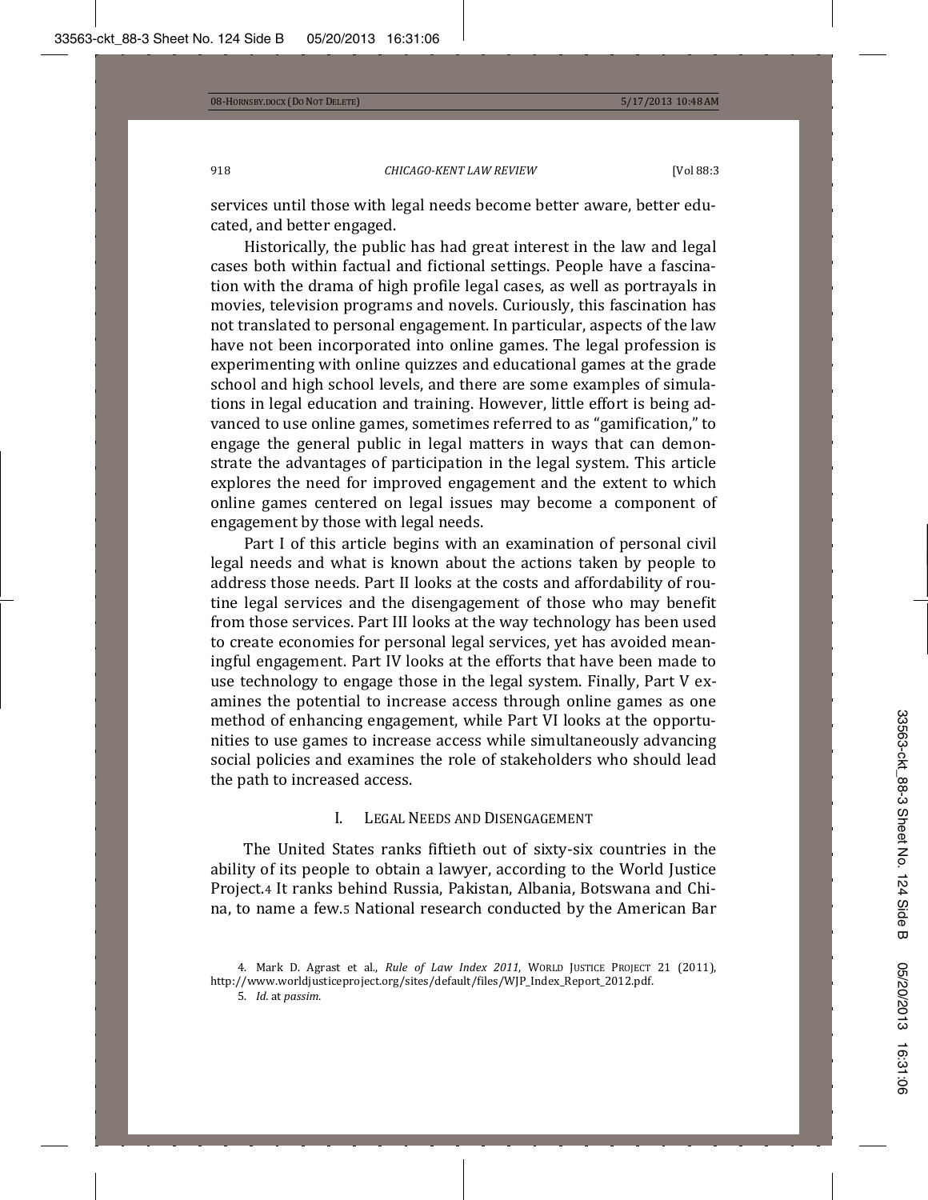services until those with legal needs become better aware, better educated, and better engaged.

Historically, the public has had great interest in the law and legal cases both within factual and fictional settings. People have a fascination with the drama of high profile legal cases, as well as portrayals in movies, television programs and novels. Curiously, this fascination has not translated to personal engagement. In particular, aspects of the law have not been incorporated into online games. The legal profession is experimenting with online quizzes and educational games at the grade school and high school levels, and there are some examples of simulations in legal education and training. However, little effort is being advanced to use online games, sometimes referred to as "gamification," to engage the general public in legal matters in ways that can demonstrate the advantages of participation in the legal system. This article explores the need for improved engagement and the extent to which online games centered on legal issues may become a component of engagement by those with legal needs.

Part I of this article begins with an examination of personal civil legal needs and what is known about the actions taken by people to address those needs. Part II looks at the costs and affordability of routine legal services and the disengagement of those who may benefit from those services. Part III looks at the way technology has been used to create economies for personal legal services, yet has avoided meaningful engagement. Part IV looks at the efforts that have been made to use technology to engage those in the legal system. Finally, Part V examines the potential to increase access through online games as one method of enhancing engagement, while Part VI looks at the opportunities to use games to increase access while simultaneously advancing social policies and examines the role of stakeholders who should lead the path to increased access.

## I. Legal Needs and Disengagement

The United States ranks fiftieth out of sixty-six countries in the ability of its people to obtain a lawyer, according to the World Justice Project.[4] It ranks behind Russia, Pakistan, Albania, Botswana and China, to name a few.[5] National research conducted by the American Bar

---

4. Mark D. Agrast et al., *Rule of Law Index 2011*, World Justice Project 21 (2011), http://www.worldjusticeproject.org/sites/default/files/WJP_Index_Report_2012.pdf.

5. *Id.* at *passim*.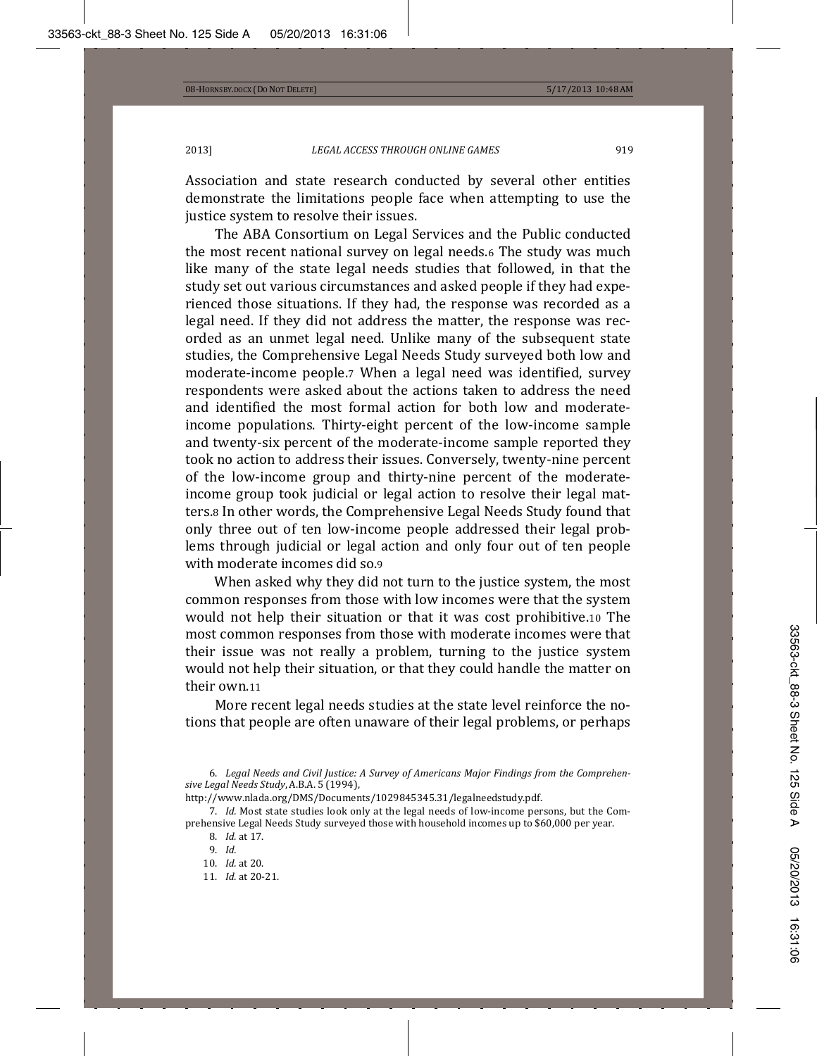Association and state research conducted by several other entities demonstrate the limitations people face when attempting to use the justice system to resolve their issues.

The ABA Consortium on Legal Services and the Public conducted the most recent national survey on legal needs.[6] The study was much like many of the state legal needs studies that followed, in that the study set out various circumstances and asked people if they had experienced those situations. If they had, the response was recorded as a legal need. If they did not address the matter, the response was recorded as an unmet legal need. Unlike many of the subsequent state studies, the Comprehensive Legal Needs Study surveyed both low and moderate-income people.[7] When a legal need was identified, survey respondents were asked about the actions taken to address the need and identified the most formal action for both low and moderate-income populations. Thirty-eight percent of the low-income sample and twenty-six percent of the moderate-income sample reported they took no action to address their issues. Conversely, twenty-nine percent of the low-income group and thirty-nine percent of the moderate-income group took judicial or legal action to resolve their legal matters.[8] In other words, the Comprehensive Legal Needs Study found that only three out of ten low-income people addressed their legal problems through judicial or legal action and only four out of ten people with moderate incomes did so.[9]

When asked why they did not turn to the justice system, the most common responses from those with low incomes were that the system would not help their situation or that it was cost prohibitive.[10] The most common responses from those with moderate incomes were that their issue was not really a problem, turning to the justice system would not help their situation, or that they could handle the matter on their own.[11]

More recent legal needs studies at the state level reinforce the notions that people are often unaware of their legal problems, or perhaps

6. *Legal Needs and Civil Justice: A Survey of Americans Major Findings from the Comprehensive Legal Needs Study*, A.B.A. 5 (1994), http://www.nlada.org/DMS/Documents/1029845345.31/legalneedstudy.pdf.

7. *Id.* Most state studies look only at the legal needs of low-income persons, but the Comprehensive Legal Needs Study surveyed those with household incomes up to $60,000 per year.

8. *Id.* at 17.

9. *Id.*

10. *Id.* at 20.

11. *Id.* at 20-21.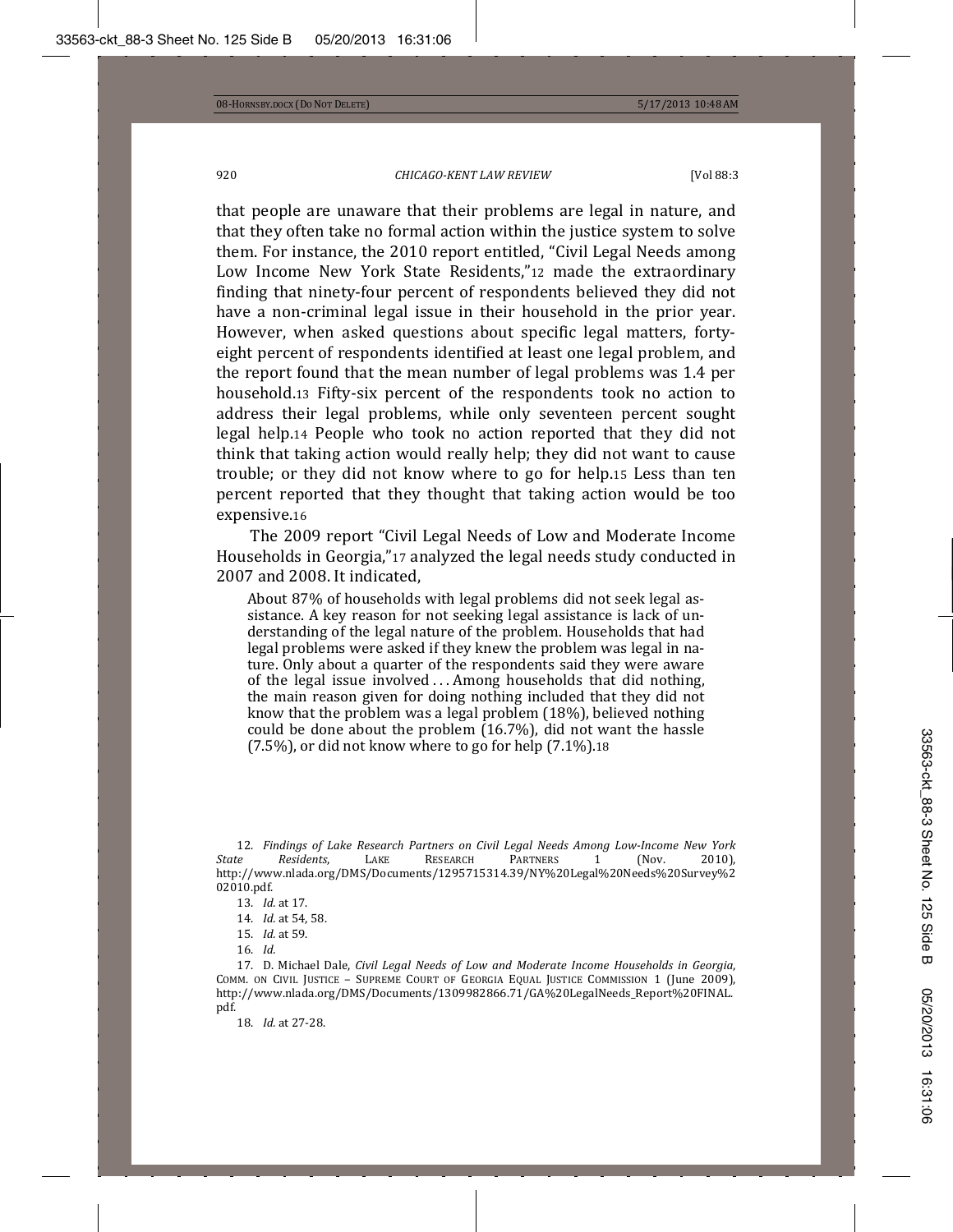that people are unaware that their problems are legal in nature, and that they often take no formal action within the justice system to solve them. For instance, the 2010 report entitled, "Civil Legal Needs among Low Income New York State Residents,"[12] made the extraordinary finding that ninety-four percent of respondents believed they did not have a non-criminal legal issue in their household in the prior year. However, when asked questions about specific legal matters, forty-eight percent of respondents identified at least one legal problem, and the report found that the mean number of legal problems was 1.4 per household.[13] Fifty-six percent of the respondents took no action to address their legal problems, while only seventeen percent sought legal help.[14] People who took no action reported that they did not think that taking action would really help; they did not want to cause trouble; or they did not know where to go for help.[15] Less than ten percent reported that they thought that taking action would be too expensive.[16]

The 2009 report "Civil Legal Needs of Low and Moderate Income Households in Georgia,"[17] analyzed the legal needs study conducted in 2007 and 2008. It indicated,

> About 87% of households with legal problems did not seek legal assistance. A key reason for not seeking legal assistance is lack of understanding of the legal nature of the problem. Households that had legal problems were asked if they knew the problem was legal in nature. Only about a quarter of the respondents said they were aware of the legal issue involved . . . Among households that did nothing, the main reason given for doing nothing included that they did not know that the problem was a legal problem (18%), believed nothing could be done about the problem (16.7%), did not want the hassle (7.5%), or did not know where to go for help (7.1%).[18]

---

12. *Findings of Lake Research Partners on Civil Legal Needs Among Low-Income New York State Residents*, LAKE RESEARCH PARTNERS 1 (Nov. 2010), http://www.nlada.org/DMS/Documents/1295715314.39/NY%20Legal%20Needs%20Survey%202010.pdf.

13. *Id.* at 17.

14. *Id.* at 54, 58.

15. *Id.* at 59.

16. *Id.*

17. D. Michael Dale, *Civil Legal Needs of Low and Moderate Income Households in Georgia*, COMM. ON CIVIL JUSTICE – SUPREME COURT OF GEORGIA EQUAL JUSTICE COMMISSION 1 (June 2009), http://www.nlada.org/DMS/Documents/1309982866.71/GA%20LegalNeeds_Report%20FINAL.pdf.

18. *Id.* at 27-28.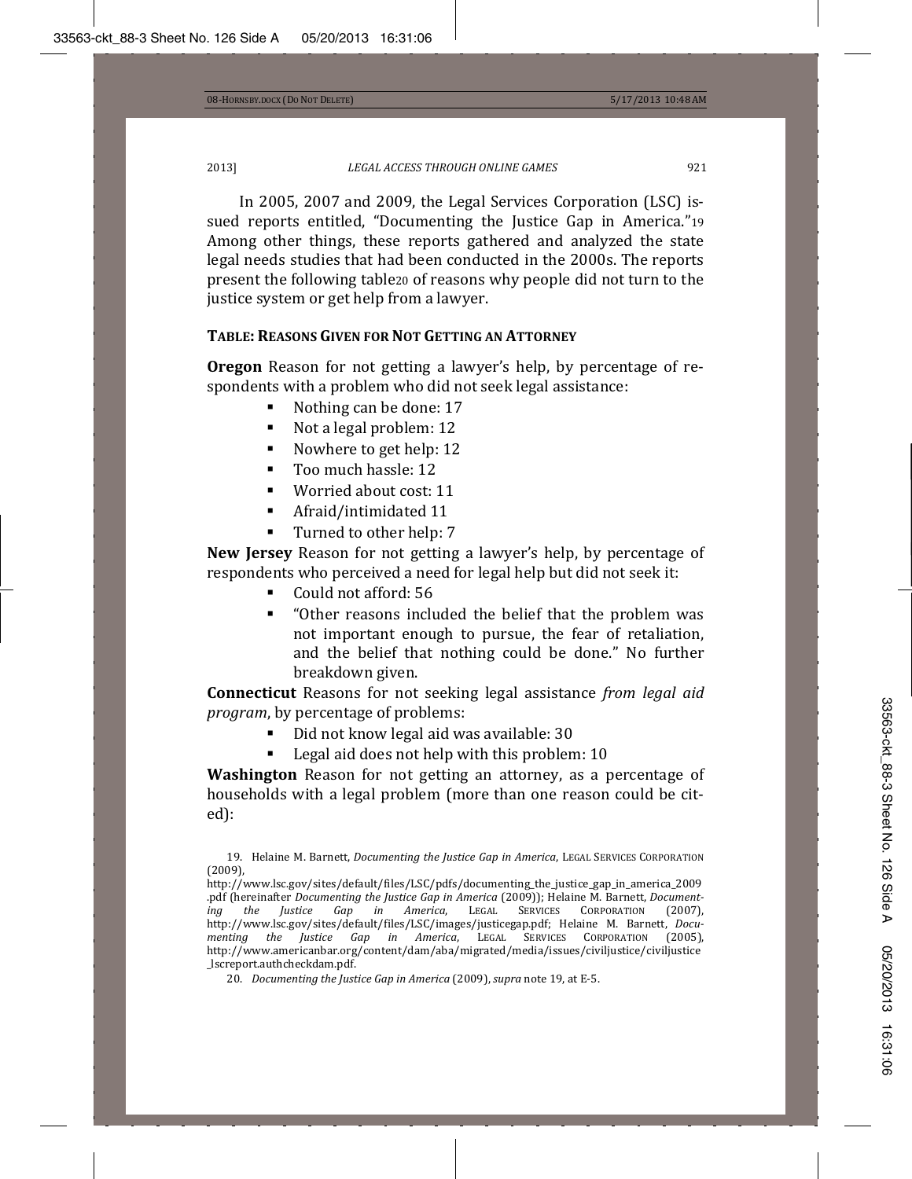In 2005, 2007 and 2009, the Legal Services Corporation (LSC) issued reports entitled, "Documenting the Justice Gap in America."[19] Among other things, these reports gathered and analyzed the state legal needs studies that had been conducted in the 2000s. The reports present the following table[20] of reasons why people did not turn to the justice system or get help from a lawyer.

**TABLE: REASONS GIVEN FOR NOT GETTING AN ATTORNEY**

**Oregon** Reason for not getting a lawyer's help, by percentage of respondents with a problem who did not seek legal assistance:

- Nothing can be done: 17
- Not a legal problem: 12
- Nowhere to get help: 12
- Too much hassle: 12
- Worried about cost: 11
- Afraid/intimidated 11
- Turned to other help: 7

**New Jersey** Reason for not getting a lawyer's help, by percentage of respondents who perceived a need for legal help but did not seek it:

- Could not afford: 56
- "Other reasons included the belief that the problem was not important enough to pursue, the fear of retaliation, and the belief that nothing could be done." No further breakdown given.

**Connecticut** Reasons for not seeking legal assistance *from legal aid program*, by percentage of problems:

- Did not know legal aid was available: 30
- Legal aid does not help with this problem: 10

**Washington** Reason for not getting an attorney, as a percentage of households with a legal problem (more than one reason could be cited):

---

19. Helaine M. Barnett, *Documenting the Justice Gap in America*, LEGAL SERVICES CORPORATION (2009), http://www.lsc.gov/sites/default/files/LSC/pdfs/documenting_the_justice_gap_in_america_2009.pdf (hereinafter *Documenting the Justice Gap in America* (2009)); Helaine M. Barnett, *Documenting the Justice Gap in America*, LEGAL SERVICES CORPORATION (2007), http://www.lsc.gov/sites/default/files/LSC/images/justicegap.pdf; Helaine M. Barnett, *Documenting the Justice Gap in America*, LEGAL SERVICES CORPORATION (2005), http://www.americanbar.org/content/dam/aba/migrated/media/issues/civiljustice/civiljustice_lscreport.authcheckdam.pdf.

20. *Documenting the Justice Gap in America* (2009), *supra* note 19, at E-5.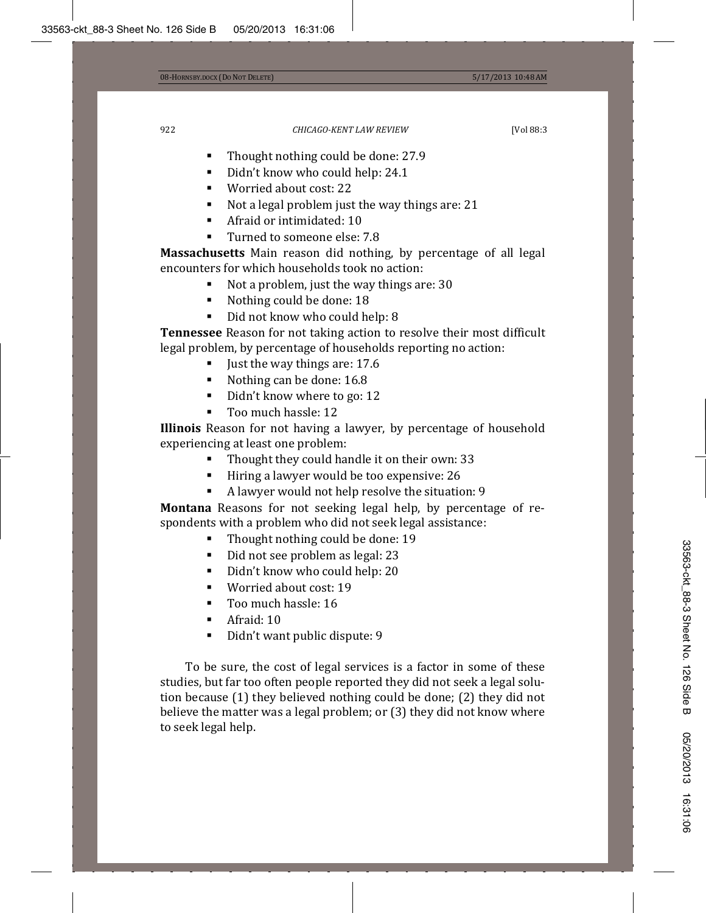- Thought nothing could be done: 27.9
- Didn't know who could help: 24.1
- Worried about cost: 22
- Not a legal problem just the way things are: 21
- Afraid or intimidated: 10
- Turned to someone else: 7.8

**Massachusetts** Main reason did nothing, by percentage of all legal encounters for which households took no action:

- Not a problem, just the way things are: 30
- Nothing could be done: 18
- Did not know who could help: 8

**Tennessee** Reason for not taking action to resolve their most difficult legal problem, by percentage of households reporting no action:

- Just the way things are: 17.6
- Nothing can be done: 16.8
- Didn't know where to go: 12
- Too much hassle: 12

**Illinois** Reason for not having a lawyer, by percentage of household experiencing at least one problem:

- Thought they could handle it on their own: 33
- Hiring a lawyer would be too expensive: 26
- A lawyer would not help resolve the situation: 9

**Montana** Reasons for not seeking legal help, by percentage of respondents with a problem who did not seek legal assistance:

- Thought nothing could be done: 19
- Did not see problem as legal: 23
- Didn't know who could help: 20
- Worried about cost: 19
- Too much hassle: 16
- Afraid: 10
- Didn't want public dispute: 9

To be sure, the cost of legal services is a factor in some of these studies, but far too often people reported they did not seek a legal solution because (1) they believed nothing could be done; (2) they did not believe the matter was a legal problem; or (3) they did not know where to seek legal help.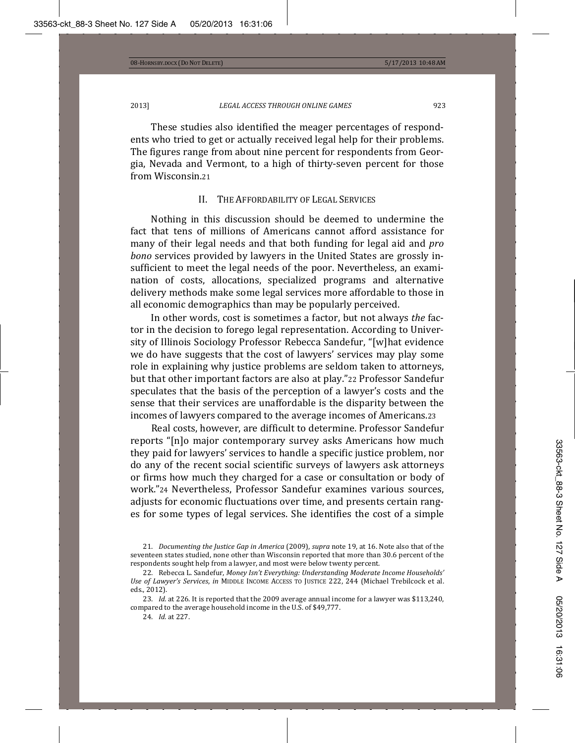These studies also identified the meager percentages of respondents who tried to get or actually received legal help for their problems. The figures range from about nine percent for respondents from Georgia, Nevada and Vermont, to a high of thirty-seven percent for those from Wisconsin.[21]

## II. The Affordability of Legal Services

Nothing in this discussion should be deemed to undermine the fact that tens of millions of Americans cannot afford assistance for many of their legal needs and that both funding for legal aid and *pro bono* services provided by lawyers in the United States are grossly insufficient to meet the legal needs of the poor. Nevertheless, an examination of costs, allocations, specialized programs and alternative delivery methods make some legal services more affordable to those in all economic demographics than may be popularly perceived.

In other words, cost is sometimes a factor, but not always *the* factor in the decision to forego legal representation. According to University of Illinois Sociology Professor Rebecca Sandefur, "[w]hat evidence we do have suggests that the cost of lawyers' services may play some role in explaining why justice problems are seldom taken to attorneys, but that other important factors are also at play."[22] Professor Sandefur speculates that the basis of the perception of a lawyer's costs and the sense that their services are unaffordable is the disparity between the incomes of lawyers compared to the average incomes of Americans.[23]

Real costs, however, are difficult to determine. Professor Sandefur reports "[n]o major contemporary survey asks Americans how much they paid for lawyers' services to handle a specific justice problem, nor do any of the recent social scientific surveys of lawyers ask attorneys or firms how much they charged for a case or consultation or body of work."[24] Nevertheless, Professor Sandefur examines various sources, adjusts for economic fluctuations over time, and presents certain ranges for some types of legal services. She identifies the cost of a simple

---

21. *Documenting the Justice Gap in America* (2009), *supra* note 19, at 16. Note also that of the seventeen states studied, none other than Wisconsin reported that more than 30.6 percent of the respondents sought help from a lawyer, and most were below twenty percent.

22. Rebecca L. Sandefur, *Money Isn't Everything: Understanding Moderate Income Households' Use of Lawyer's Services*, *in* Middle Income Access to Justice 222, 244 (Michael Trebilcock et al. eds., 2012).

23. *Id.* at 226. It is reported that the 2009 average annual income for a lawyer was $113,240, compared to the average household income in the U.S. of $49,777.

24. *Id.* at 227.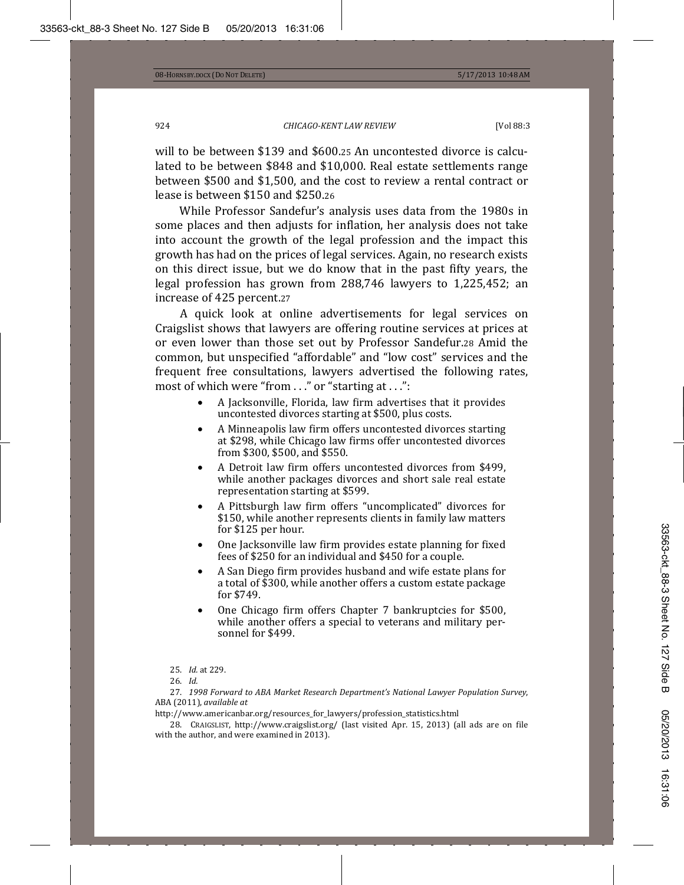will to be between $139 and $600.[25] An uncontested divorce is calculated to be between $848 and $10,000. Real estate settlements range between $500 and $1,500, and the cost to review a rental contract or lease is between $150 and $250.[26]

While Professor Sandefur's analysis uses data from the 1980s in some places and then adjusts for inflation, her analysis does not take into account the growth of the legal profession and the impact this growth has had on the prices of legal services. Again, no research exists on this direct issue, but we do know that in the past fifty years, the legal profession has grown from 288,746 lawyers to 1,225,452; an increase of 425 percent.[27]

A quick look at online advertisements for legal services on Craigslist shows that lawyers are offering routine services at prices at or even lower than those set out by Professor Sandefur.[28] Amid the common, but unspecified "affordable" and "low cost" services and the frequent free consultations, lawyers advertised the following rates, most of which were "from . . ." or "starting at . . .":

- A Jacksonville, Florida, law firm advertises that it provides uncontested divorces starting at $500, plus costs.
- A Minneapolis law firm offers uncontested divorces starting at $298, while Chicago law firms offer uncontested divorces from $300, $500, and $550.
- A Detroit law firm offers uncontested divorces from $499, while another packages divorces and short sale real estate representation starting at $599.
- A Pittsburgh law firm offers "uncomplicated" divorces for $150, while another represents clients in family law matters for $125 per hour.
- One Jacksonville law firm provides estate planning for fixed fees of $250 for an individual and $450 for a couple.
- A San Diego firm provides husband and wife estate plans for a total of $300, while another offers a custom estate package for $749.
- One Chicago firm offers Chapter 7 bankruptcies for $500, while another offers a special to veterans and military personnel for $499.

25. *Id.* at 229.

26. *Id.*

27. *1998 Forward to ABA Market Research Department's National Lawyer Population Survey*, ABA (2011), *available at* http://www.americanbar.org/resources_for_lawyers/profession_statistics.html

28. CRAIGSLIST, http://www.craigslist.org/ (last visited Apr. 15, 2013) (all ads are on file with the author, and were examined in 2013).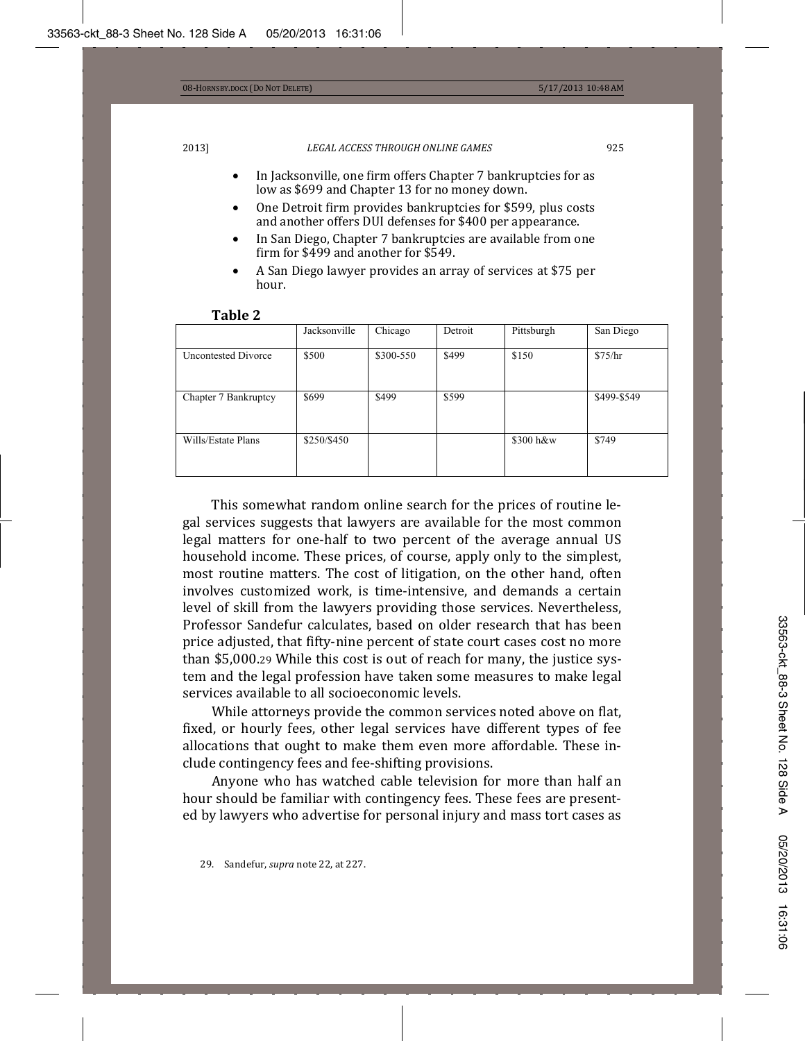- In Jacksonville, one firm offers Chapter 7 bankruptcies for as low as $699 and Chapter 13 for no money down.
- One Detroit firm provides bankruptcies for $599, plus costs and another offers DUI defenses for $400 per appearance.
- In San Diego, Chapter 7 bankruptcies are available from one firm for $499 and another for $549.
- A San Diego lawyer provides an array of services at $75 per hour.

**Table 2**

| | Jacksonville | Chicago | Detroit | Pittsburgh | San Diego |
|---|---|---|---|---|---|
| Uncontested Divorce | $500 | $300-550 | $499 | $150 | $75/hr |
| Chapter 7 Bankruptcy | $699 | $499 | $599 | | $499-$549 |
| Wills/Estate Plans | $250/$450 | | | $300 h&w | $749 |

This somewhat random online search for the prices of routine legal services suggests that lawyers are available for the most common legal matters for one-half to two percent of the average annual US household income. These prices, of course, apply only to the simplest, most routine matters. The cost of litigation, on the other hand, often involves customized work, is time-intensive, and demands a certain level of skill from the lawyers providing those services. Nevertheless, Professor Sandefur calculates, based on older research that has been price adjusted, that fifty-nine percent of state court cases cost no more than $5,000.[29] While this cost is out of reach for many, the justice system and the legal profession have taken some measures to make legal services available to all socioeconomic levels.

While attorneys provide the common services noted above on flat, fixed, or hourly fees, other legal services have different types of fee allocations that ought to make them even more affordable. These include contingency fees and fee-shifting provisions.

Anyone who has watched cable television for more than half an hour should be familiar with contingency fees. These fees are presented by lawyers who advertise for personal injury and mass tort cases as

29. Sandefur, *supra* note 22, at 227.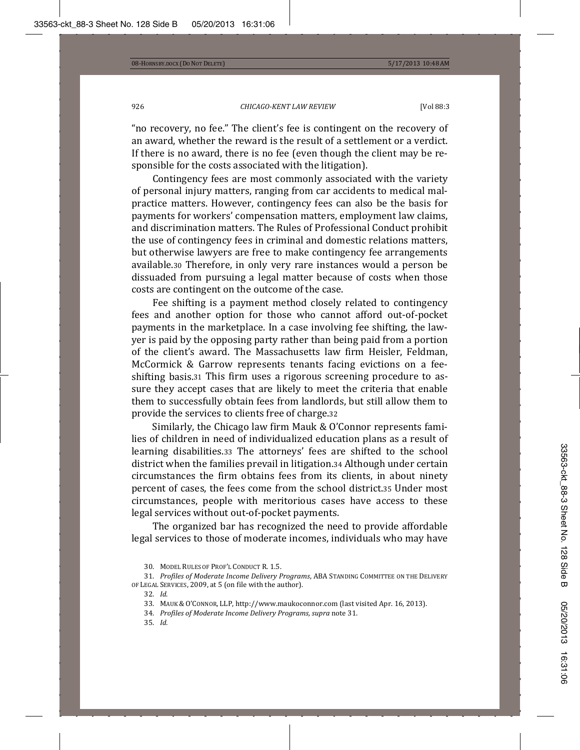"no recovery, no fee." The client's fee is contingent on the recovery of an award, whether the reward is the result of a settlement or a verdict. If there is no award, there is no fee (even though the client may be responsible for the costs associated with the litigation).

Contingency fees are most commonly associated with the variety of personal injury matters, ranging from car accidents to medical malpractice matters. However, contingency fees can also be the basis for payments for workers' compensation matters, employment law claims, and discrimination matters. The Rules of Professional Conduct prohibit the use of contingency fees in criminal and domestic relations matters, but otherwise lawyers are free to make contingency fee arrangements available.[30] Therefore, in only very rare instances would a person be dissuaded from pursuing a legal matter because of costs when those costs are contingent on the outcome of the case.

Fee shifting is a payment method closely related to contingency fees and another option for those who cannot afford out-of-pocket payments in the marketplace. In a case involving fee shifting, the lawyer is paid by the opposing party rather than being paid from a portion of the client's award. The Massachusetts law firm Heisler, Feldman, McCormick & Garrow represents tenants facing evictions on a fee-shifting basis.[31] This firm uses a rigorous screening procedure to assure they accept cases that are likely to meet the criteria that enable them to successfully obtain fees from landlords, but still allow them to provide the services to clients free of charge.[32]

Similarly, the Chicago law firm Mauk & O'Connor represents families of children in need of individualized education plans as a result of learning disabilities.[33] The attorneys' fees are shifted to the school district when the families prevail in litigation.[34] Although under certain circumstances the firm obtains fees from its clients, in about ninety percent of cases, the fees come from the school district.[35] Under most circumstances, people with meritorious cases have access to these legal services without out-of-pocket payments.

The organized bar has recognized the need to provide affordable legal services to those of moderate incomes, individuals who may have

30. MODEL RULES OF PROF'L CONDUCT R. 1.5.

31. *Profiles of Moderate Income Delivery Programs*, ABA STANDING COMMITTEE ON THE DELIVERY OF LEGAL SERVICES, 2009, at 5 (on file with the author).

32. *Id.*

33. MAUK & O'CONNOR, LLP, http://www.maukoconnor.com (last visited Apr. 16, 2013).

34. *Profiles of Moderate Income Delivery Programs*, *supra* note 31.

35. *Id.*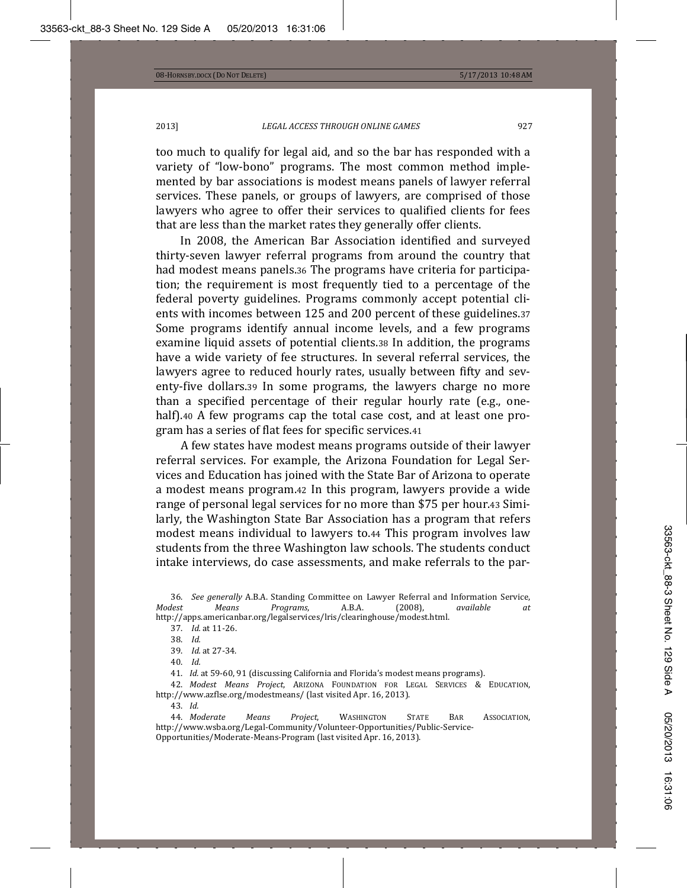too much to qualify for legal aid, and so the bar has responded with a variety of "low-bono" programs. The most common method implemented by bar associations is modest means panels of lawyer referral services. These panels, or groups of lawyers, are comprised of those lawyers who agree to offer their services to qualified clients for fees that are less than the market rates they generally offer clients.

In 2008, the American Bar Association identified and surveyed thirty-seven lawyer referral programs from around the country that had modest means panels.[36] The programs have criteria for participation; the requirement is most frequently tied to a percentage of the federal poverty guidelines. Programs commonly accept potential clients with incomes between 125 and 200 percent of these guidelines.[37] Some programs identify annual income levels, and a few programs examine liquid assets of potential clients.[38] In addition, the programs have a wide variety of fee structures. In several referral services, the lawyers agree to reduced hourly rates, usually between fifty and seventy-five dollars.[39] In some programs, the lawyers charge no more than a specified percentage of their regular hourly rate (e.g., one-half).[40] A few programs cap the total case cost, and at least one program has a series of flat fees for specific services.[41]

A few states have modest means programs outside of their lawyer referral services. For example, the Arizona Foundation for Legal Services and Education has joined with the State Bar of Arizona to operate a modest means program.[42] In this program, lawyers provide a wide range of personal legal services for no more than $75 per hour.[43] Similarly, the Washington State Bar Association has a program that refers modest means individual to lawyers to.[44] This program involves law students from the three Washington law schools. The students conduct intake interviews, do case assessments, and make referrals to the par-

---

36. *See generally* A.B.A. Standing Committee on Lawyer Referral and Information Service, *Modest Means Programs*, A.B.A. (2008), *available at* http://apps.americanbar.org/legalservices/lris/clearinghouse/modest.html.

37. *Id.* at 11-26.

38. *Id.*

39. *Id.* at 27-34.

40. *Id.*

41. *Id.* at 59-60, 91 (discussing California and Florida's modest means programs).

42. *Modest Means Project*, ARIZONA FOUNDATION FOR LEGAL SERVICES & EDUCATION, http://www.azflse.org/modestmeans/ (last visited Apr. 16, 2013).

43. *Id.*

44. *Moderate Means Project*, WASHINGTON STATE BAR ASSOCIATION, http://www.wsba.org/Legal-Community/Volunteer-Opportunities/Public-Service-Opportunities/Moderate-Means-Program (last visited Apr. 16, 2013).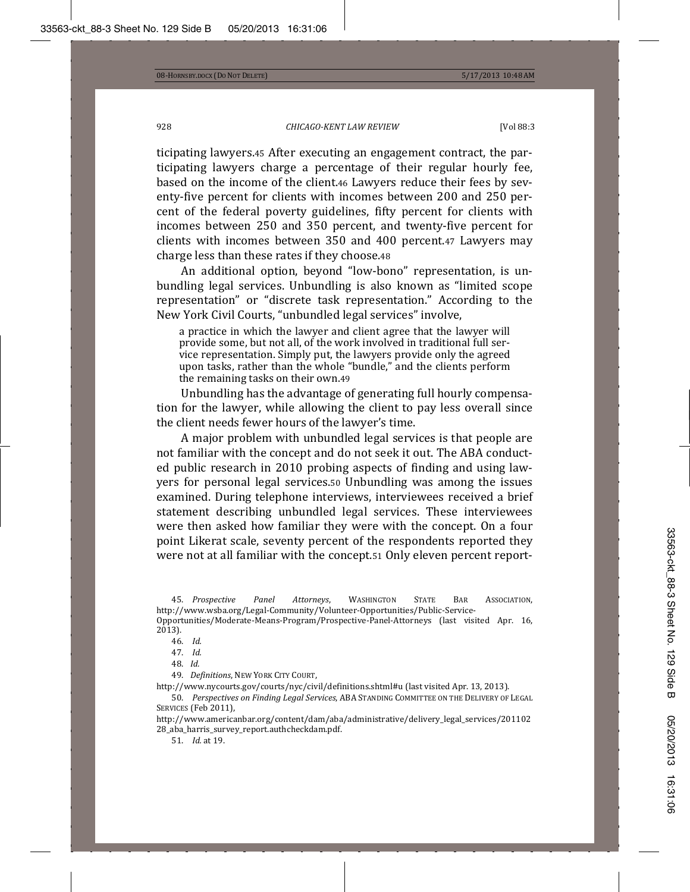ticipating lawyers.[45] After executing an engagement contract, the participating lawyers charge a percentage of their regular hourly fee, based on the income of the client.[46] Lawyers reduce their fees by seventy-five percent for clients with incomes between 200 and 250 percent of the federal poverty guidelines, fifty percent for clients with incomes between 250 and 350 percent, and twenty-five percent for clients with incomes between 350 and 400 percent.[47] Lawyers may charge less than these rates if they choose.[48]

An additional option, beyond "low-bono" representation, is unbundling legal services. Unbundling is also known as "limited scope representation" or "discrete task representation." According to the New York Civil Courts, "unbundled legal services" involve,

> a practice in which the lawyer and client agree that the lawyer will provide some, but not all, of the work involved in traditional full service representation. Simply put, the lawyers provide only the agreed upon tasks, rather than the whole "bundle," and the clients perform the remaining tasks on their own.[49]

Unbundling has the advantage of generating full hourly compensation for the lawyer, while allowing the client to pay less overall since the client needs fewer hours of the lawyer's time.

A major problem with unbundled legal services is that people are not familiar with the concept and do not seek it out. The ABA conducted public research in 2010 probing aspects of finding and using lawyers for personal legal services.[50] Unbundling was among the issues examined. During telephone interviews, interviewees received a brief statement describing unbundled legal services. These interviewees were then asked how familiar they were with the concept. On a four point Likerat scale, seventy percent of the respondents reported they were not at all familiar with the concept.[51] Only eleven percent report-

---

45. *Prospective Panel Attorneys*, WASHINGTON STATE BAR ASSOCIATION, http://www.wsba.org/Legal-Community/Volunteer-Opportunities/Public-Service-Opportunities/Moderate-Means-Program/Prospective-Panel-Attorneys (last visited Apr. 16, 2013).

46. *Id.*

47. *Id.*

48. *Id.*

49. *Definitions*, NEW YORK CITY COURT, http://www.nycourts.gov/courts/nyc/civil/definitions.shtml#u (last visited Apr. 13, 2013).

50. *Perspectives on Finding Legal Services*, ABA STANDING COMMITTEE ON THE DELIVERY OF LEGAL SERVICES (Feb 2011), http://www.americanbar.org/content/dam/aba/administrative/delivery_legal_services/20110228_aba_harris_survey_report.authcheckdam.pdf.

51. *Id.* at 19.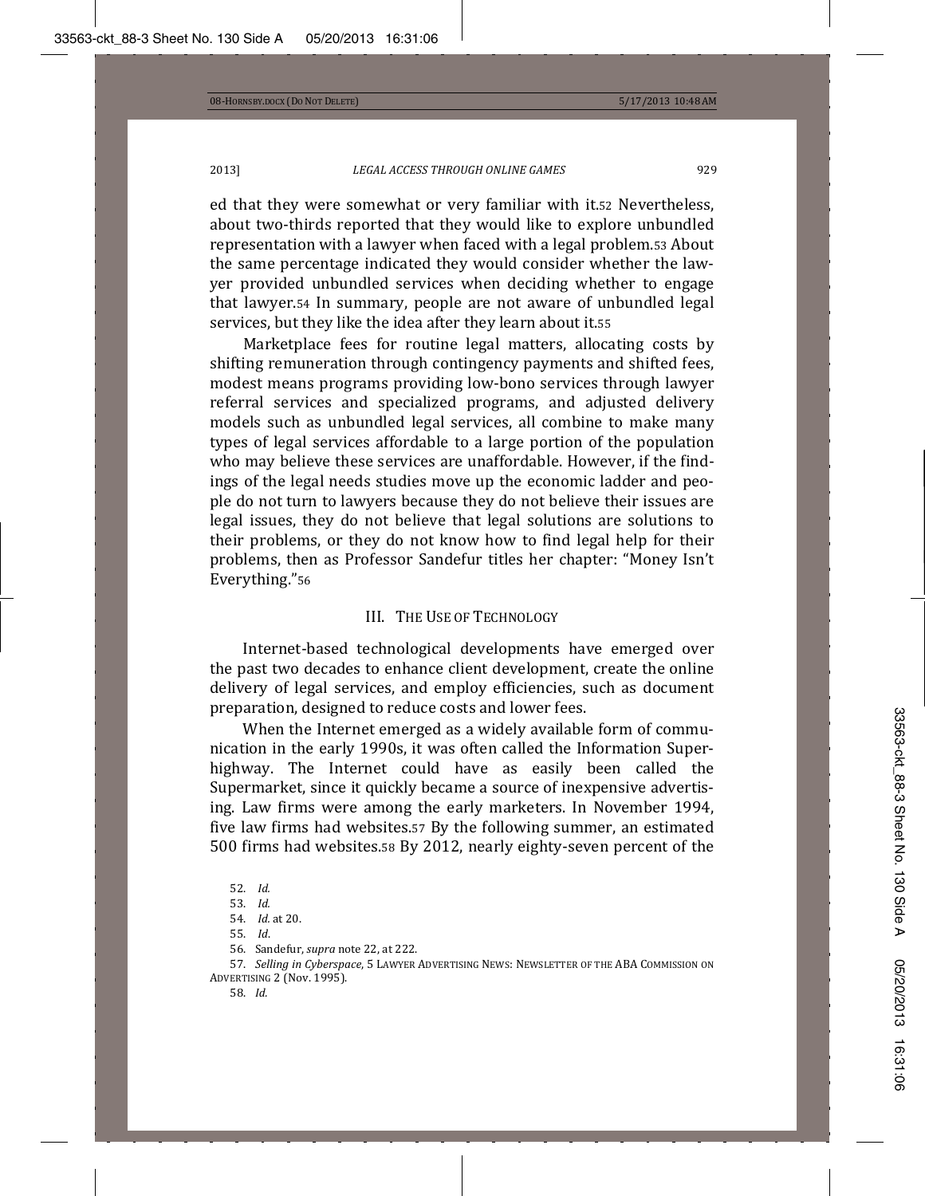ed that they were somewhat or very familiar with it.[52] Nevertheless, about two-thirds reported that they would like to explore unbundled representation with a lawyer when faced with a legal problem.[53] About the same percentage indicated they would consider whether the lawyer provided unbundled services when deciding whether to engage that lawyer.[54] In summary, people are not aware of unbundled legal services, but they like the idea after they learn about it.[55]

Marketplace fees for routine legal matters, allocating costs by shifting remuneration through contingency payments and shifted fees, modest means programs providing low-bono services through lawyer referral services and specialized programs, and adjusted delivery models such as unbundled legal services, all combine to make many types of legal services affordable to a large portion of the population who may believe these services are unaffordable. However, if the findings of the legal needs studies move up the economic ladder and people do not turn to lawyers because they do not believe their issues are legal issues, they do not believe that legal solutions are solutions to their problems, or they do not know how to find legal help for their problems, then as Professor Sandefur titles her chapter: "Money Isn't Everything."[56]

## III. The Use of Technology

Internet-based technological developments have emerged over the past two decades to enhance client development, create the online delivery of legal services, and employ efficiencies, such as document preparation, designed to reduce costs and lower fees.

When the Internet emerged as a widely available form of communication in the early 1990s, it was often called the Information Superhighway. The Internet could have as easily been called the Supermarket, since it quickly became a source of inexpensive advertising. Law firms were among the early marketers. In November 1994, five law firms had websites.[57] By the following summer, an estimated 500 firms had websites.[58] By 2012, nearly eighty-seven percent of the

52. *Id.*

53. *Id.*

54. *Id.* at 20.

55. *Id*.

56. Sandefur, *supra* note 22, at 222.

57. *Selling in Cyberspace*, 5 Lawyer Advertising News: Newsletter of the ABA Commission on Advertising 2 (Nov. 1995).

58. *Id.*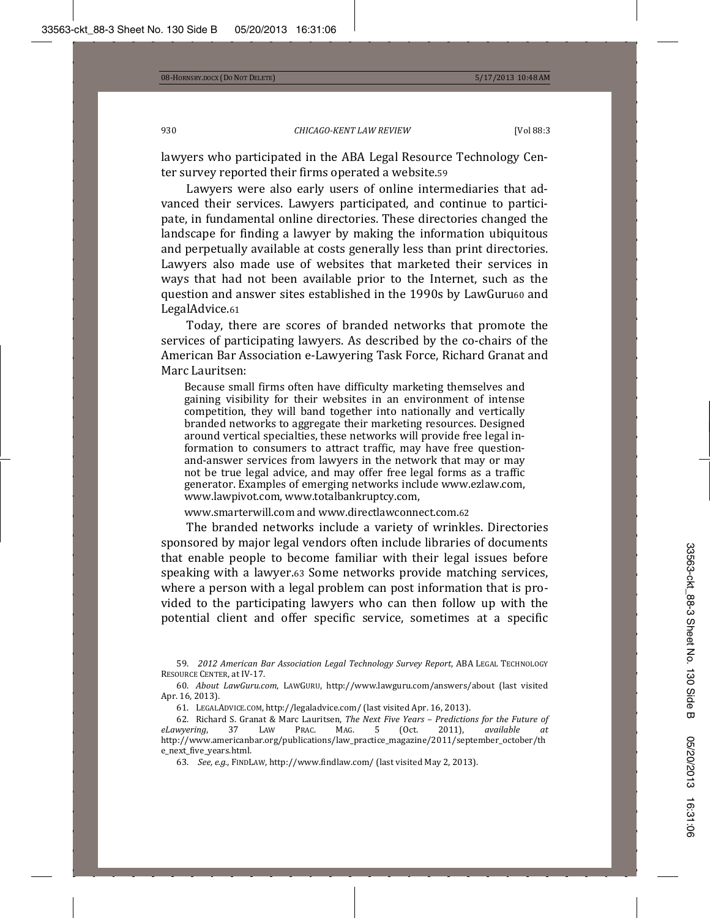lawyers who participated in the ABA Legal Resource Technology Center survey reported their firms operated a website.[59]

Lawyers were also early users of online intermediaries that advanced their services. Lawyers participated, and continue to participate, in fundamental online directories. These directories changed the landscape for finding a lawyer by making the information ubiquitous and perpetually available at costs generally less than print directories. Lawyers also made use of websites that marketed their services in ways that had not been available prior to the Internet, such as the question and answer sites established in the 1990s by LawGuru[60] and LegalAdvice.[61]

Today, there are scores of branded networks that promote the services of participating lawyers. As described by the co-chairs of the American Bar Association e-Lawyering Task Force, Richard Granat and Marc Lauritsen:

> Because small firms often have difficulty marketing themselves and gaining visibility for their websites in an environment of intense competition, they will band together into nationally and vertically branded networks to aggregate their marketing resources. Designed around vertical specialties, these networks will provide free legal information to consumers to attract traffic, may have free question-and-answer services from lawyers in the network that may or may not be true legal advice, and may offer free legal forms as a traffic generator. Examples of emerging networks include www.ezlaw.com, www.lawpivot.com, www.totalbankruptcy.com, www.smarterwill.com and www.directlawconnect.com.[62]

The branded networks include a variety of wrinkles. Directories sponsored by major legal vendors often include libraries of documents that enable people to become familiar with their legal issues before speaking with a lawyer.[63] Some networks provide matching services, where a person with a legal problem can post information that is provided to the participating lawyers who can then follow up with the potential client and offer specific service, sometimes at a specific

---

59. *2012 American Bar Association Legal Technology Survey Report*, ABA LEGAL TECHNOLOGY RESOURCE CENTER, at IV-17.

60. *About LawGuru.com*, LAWGURU, http://www.lawguru.com/answers/about (last visited Apr. 16, 2013).

61. LEGALADVICE.COM, http://legaladvice.com/ (last visited Apr. 16, 2013).

62. Richard S. Granat & Marc Lauritsen, *The Next Five Years – Predictions for the Future of eLawyering*, 37 LAW PRAC. MAG. 5 (Oct. 2011), *available at* http://www.americanbar.org/publications/law_practice_magazine/2011/september_october/the_next_five_years.html.

63. *See, e.g.*, FINDLAW, http://www.findlaw.com/ (last visited May 2, 2013).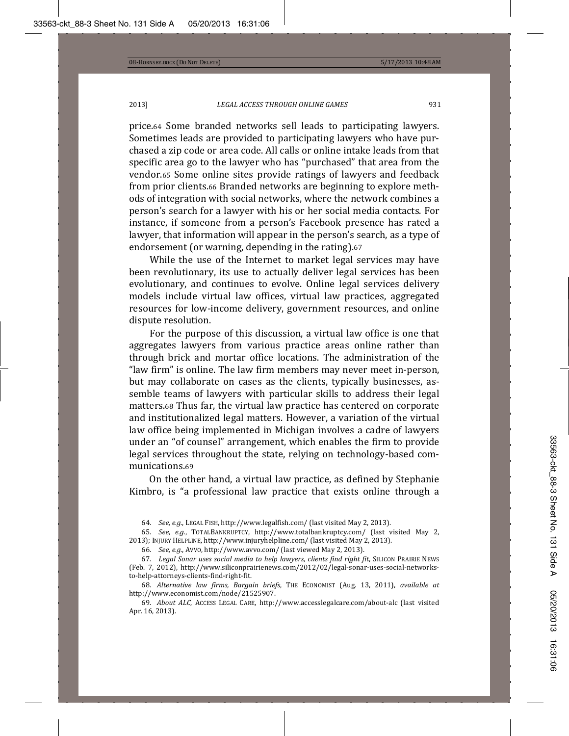price.[64] Some branded networks sell leads to participating lawyers. Sometimes leads are provided to participating lawyers who have purchased a zip code or area code. All calls or online intake leads from that specific area go to the lawyer who has "purchased" that area from the vendor.[65] Some online sites provide ratings of lawyers and feedback from prior clients.[66] Branded networks are beginning to explore methods of integration with social networks, where the network combines a person's search for a lawyer with his or her social media contacts. For instance, if someone from a person's Facebook presence has rated a lawyer, that information will appear in the person's search, as a type of endorsement (or warning, depending in the rating).[67]

While the use of the Internet to market legal services may have been revolutionary, its use to actually deliver legal services has been evolutionary, and continues to evolve. Online legal services delivery models include virtual law offices, virtual law practices, aggregated resources for low-income delivery, government resources, and online dispute resolution.

For the purpose of this discussion, a virtual law office is one that aggregates lawyers from various practice areas online rather than through brick and mortar office locations. The administration of the "law firm" is online. The law firm members may never meet in-person, but may collaborate on cases as the clients, typically businesses, assemble teams of lawyers with particular skills to address their legal matters.[68] Thus far, the virtual law practice has centered on corporate and institutionalized legal matters. However, a variation of the virtual law office being implemented in Michigan involves a cadre of lawyers under an "of counsel" arrangement, which enables the firm to provide legal services throughout the state, relying on technology-based communications.[69]

On the other hand, a virtual law practice, as defined by Stephanie Kimbro, is "a professional law practice that exists online through a

---

64. *See, e.g.*, LEGAL FISH, http://www.legalfish.com/ (last visited May 2, 2013).

65. *See, e.g.*, TOTALBANKRUPTCY, http://www.totalbankruptcy.com/ (last visited May 2, 2013); INJURY HELPLINE, http://www.injuryhelpline.com/ (last visited May 2, 2013).

66. *See, e.g.*, AVVO, http://www.avvo.com/ (last viewed May 2, 2013).

67. *Legal Sonar uses social media to help lawyers, clients find right fit*, SILICON PRAIRIE NEWS (Feb. 7, 2012), http://www.siliconprairienews.com/2012/02/legal-sonar-uses-social-networks-to-help-attorneys-clients-find-right-fit.

68. *Alternative law firms, Bargain briefs*, THE ECONOMIST (Aug. 13, 2011), *available at* http://www.economist.com/node/21525907.

69. *About ALC*, ACCESS LEGAL CARE, http://www.accesslegalcare.com/about-alc (last visited Apr. 16, 2013).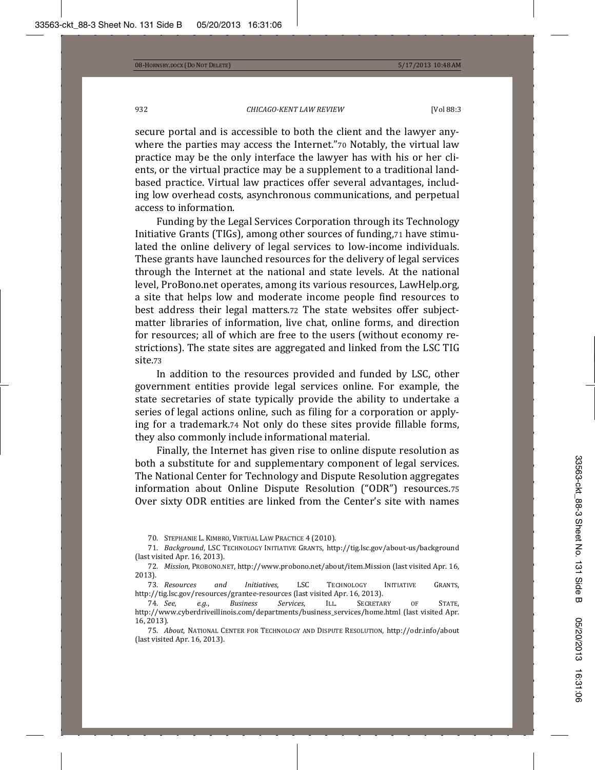secure portal and is accessible to both the client and the lawyer anywhere the parties may access the Internet."[70] Notably, the virtual law practice may be the only interface the lawyer has with his or her clients, or the virtual practice may be a supplement to a traditional land-based practice. Virtual law practices offer several advantages, including low overhead costs, asynchronous communications, and perpetual access to information.

Funding by the Legal Services Corporation through its Technology Initiative Grants (TIGs), among other sources of funding,[71] have stimulated the online delivery of legal services to low-income individuals. These grants have launched resources for the delivery of legal services through the Internet at the national and state levels. At the national level, ProBono.net operates, among its various resources, LawHelp.org, a site that helps low and moderate income people find resources to best address their legal matters.[72] The state websites offer subject-matter libraries of information, live chat, online forms, and direction for resources; all of which are free to the users (without economy restrictions). The state sites are aggregated and linked from the LSC TIG site.[73]

In addition to the resources provided and funded by LSC, other government entities provide legal services online. For example, the state secretaries of state typically provide the ability to undertake a series of legal actions online, such as filing for a corporation or applying for a trademark.[74] Not only do these sites provide fillable forms, they also commonly include informational material.

Finally, the Internet has given rise to online dispute resolution as both a substitute for and supplementary component of legal services. The National Center for Technology and Dispute Resolution aggregates information about Online Dispute Resolution ("ODR") resources.[75] Over sixty ODR entities are linked from the Center's site with names

---

70. STEPHANIE L. KIMBRO, VIRTUAL LAW PRACTICE 4 (2010).

71. *Background*, LSC TECHNOLOGY INITIATIVE GRANTS, http://tig.lsc.gov/about-us/background (last visited Apr. 16, 2013).

72. *Mission*, PROBONO.NET, http://www.probono.net/about/item.Mission (last visited Apr. 16, 2013).

73. *Resources and Initiatives*, LSC TECHNOLOGY INITIATIVE GRANTS, http://tig.lsc.gov/resources/grantee-resources (last visited Apr. 16, 2013).

74. *See, e.g.*, *Business Services*, ILL. SECRETARY OF STATE, http://www.cyberdriveillinois.com/departments/business_services/home.html (last visited Apr. 16, 2013).

75. *About*, NATIONAL CENTER FOR TECHNOLOGY AND DISPUTE RESOLUTION, http://odr.info/about (last visited Apr. 16, 2013).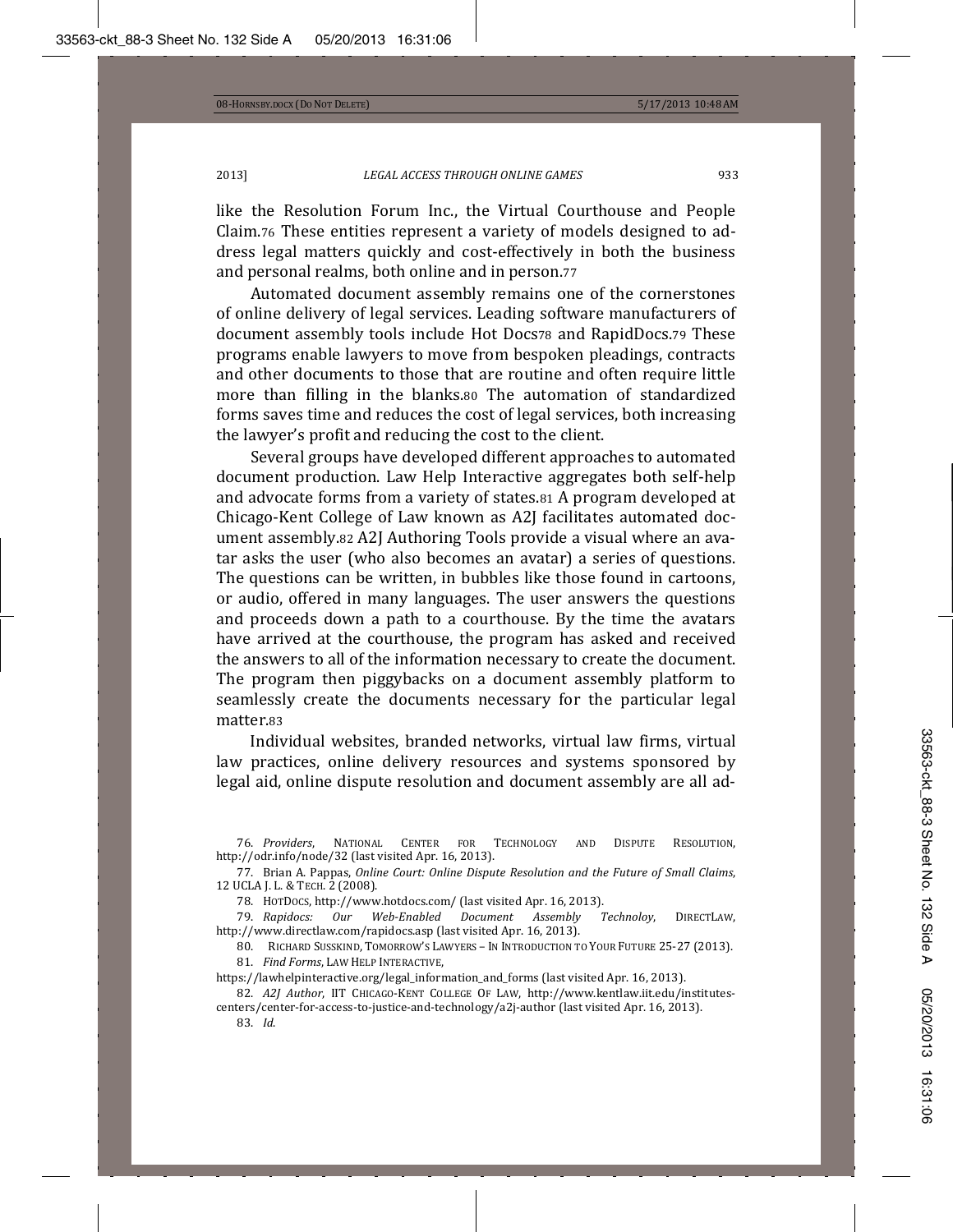like the Resolution Forum Inc., the Virtual Courthouse and People Claim.[76] These entities represent a variety of models designed to address legal matters quickly and cost-effectively in both the business and personal realms, both online and in person.[77]

Automated document assembly remains one of the cornerstones of online delivery of legal services. Leading software manufacturers of document assembly tools include Hot Docs[78] and RapidDocs.[79] These programs enable lawyers to move from bespoken pleadings, contracts and other documents to those that are routine and often require little more than filling in the blanks.[80] The automation of standardized forms saves time and reduces the cost of legal services, both increasing the lawyer's profit and reducing the cost to the client.

Several groups have developed different approaches to automated document production. Law Help Interactive aggregates both self-help and advocate forms from a variety of states.[81] A program developed at Chicago-Kent College of Law known as A2J facilitates automated document assembly.[82] A2J Authoring Tools provide a visual where an avatar asks the user (who also becomes an avatar) a series of questions. The questions can be written, in bubbles like those found in cartoons, or audio, offered in many languages. The user answers the questions and proceeds down a path to a courthouse. By the time the avatars have arrived at the courthouse, the program has asked and received the answers to all of the information necessary to create the document. The program then piggybacks on a document assembly platform to seamlessly create the documents necessary for the particular legal matter.[83]

Individual websites, branded networks, virtual law firms, virtual law practices, online delivery resources and systems sponsored by legal aid, online dispute resolution and document assembly are all ad-

---

76. *Providers*, NATIONAL CENTER FOR TECHNOLOGY AND DISPUTE RESOLUTION, http://odr.info/node/32 (last visited Apr. 16, 2013).

77. Brian A. Pappas, *Online Court: Online Dispute Resolution and the Future of Small Claims*, 12 UCLA J. L. & TECH. 2 (2008).

78. HOTDOCS, http://www.hotdocs.com/ (last visited Apr. 16, 2013).

79. *Rapidocs: Our Web-Enabled Document Assembly Technoloy*, DIRECTLAW, http://www.directlaw.com/rapidocs.asp (last visited Apr. 16, 2013).

80. RICHARD SUSSKIND, TOMORROW'S LAWYERS – IN INTRODUCTION TO YOUR FUTURE 25-27 (2013).

81. *Find Forms*, LAW HELP INTERACTIVE, https://lawhelpinteractive.org/legal_information_and_forms (last visited Apr. 16, 2013).

82. *A2J Author*, IIT CHICAGO-KENT COLLEGE OF LAW, http://www.kentlaw.iit.edu/institutes-centers/center-for-access-to-justice-and-technology/a2j-author (last visited Apr. 16, 2013).

83. *Id.*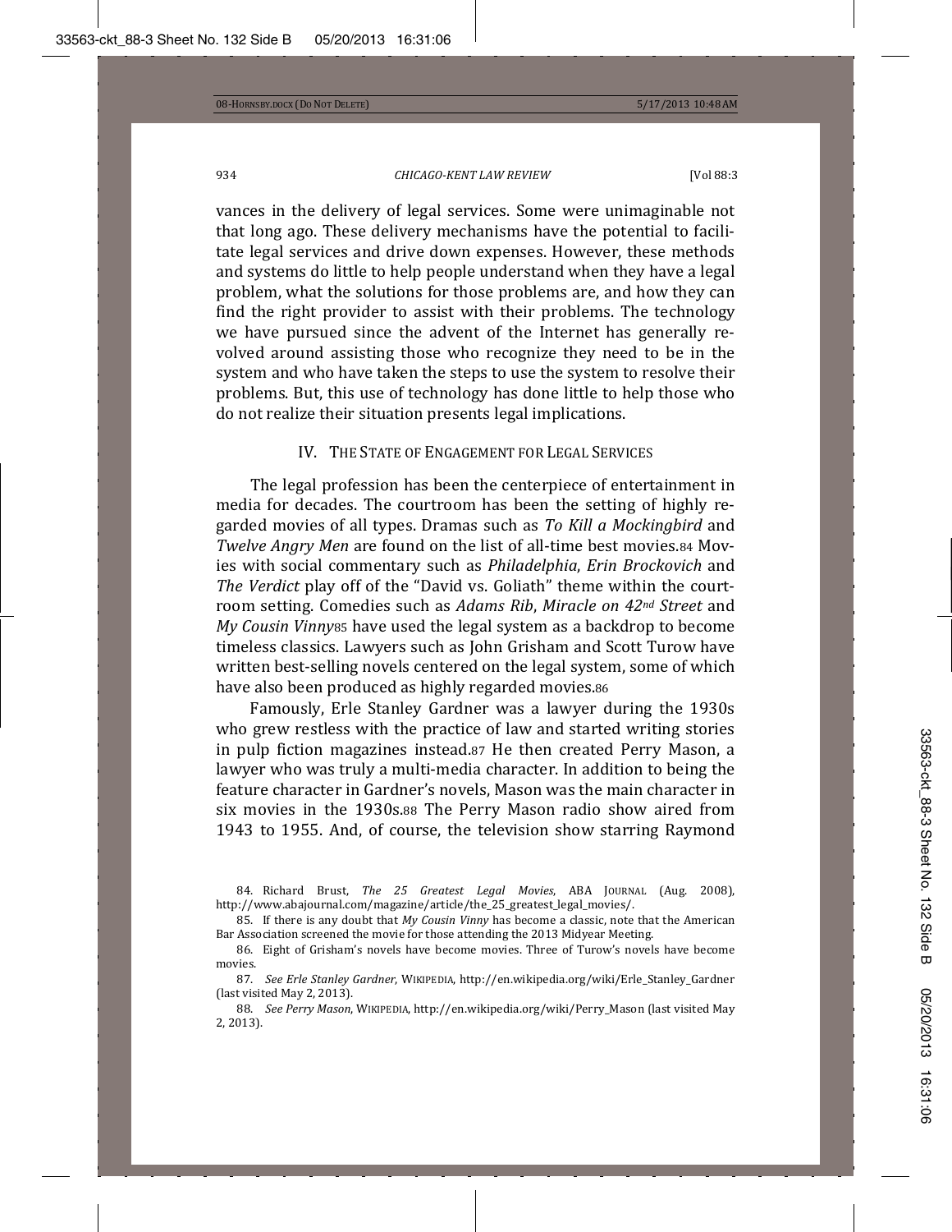vances in the delivery of legal services. Some were unimaginable not that long ago. These delivery mechanisms have the potential to facilitate legal services and drive down expenses. However, these methods and systems do little to help people understand when they have a legal problem, what the solutions for those problems are, and how they can find the right provider to assist with their problems. The technology we have pursued since the advent of the Internet has generally revolved around assisting those who recognize they need to be in the system and who have taken the steps to use the system to resolve their problems. But, this use of technology has done little to help those who do not realize their situation presents legal implications.

## IV. The State of Engagement for Legal Services

The legal profession has been the centerpiece of entertainment in media for decades. The courtroom has been the setting of highly regarded movies of all types. Dramas such as *To Kill a Mockingbird* and *Twelve Angry Men* are found on the list of all-time best movies.[84] Movies with social commentary such as *Philadelphia*, *Erin Brockovich* and *The Verdict* play off of the "David vs. Goliath" theme within the courtroom setting. Comedies such as *Adams Rib*, *Miracle on 42nd Street* and *My Cousin Vinny*[85] have used the legal system as a backdrop to become timeless classics. Lawyers such as John Grisham and Scott Turow have written best-selling novels centered on the legal system, some of which have also been produced as highly regarded movies.[86]

Famously, Erle Stanley Gardner was a lawyer during the 1930s who grew restless with the practice of law and started writing stories in pulp fiction magazines instead.[87] He then created Perry Mason, a lawyer who was truly a multi-media character. In addition to being the feature character in Gardner's novels, Mason was the main character in six movies in the 1930s.[88] The Perry Mason radio show aired from 1943 to 1955. And, of course, the television show starring Raymond

84. Richard Brust, *The 25 Greatest Legal Movies*, ABA Journal (Aug. 2008), http://www.abajournal.com/magazine/article/the_25_greatest_legal_movies/.

85. If there is any doubt that *My Cousin Vinny* has become a classic, note that the American Bar Association screened the movie for those attending the 2013 Midyear Meeting.

86. Eight of Grisham's novels have become movies. Three of Turow's novels have become movies.

87. *See Erle Stanley Gardner*, Wikipedia, http://en.wikipedia.org/wiki/Erle_Stanley_Gardner (last visited May 2, 2013).

88. *See Perry Mason*, Wikipedia, http://en.wikipedia.org/wiki/Perry_Mason (last visited May 2, 2013).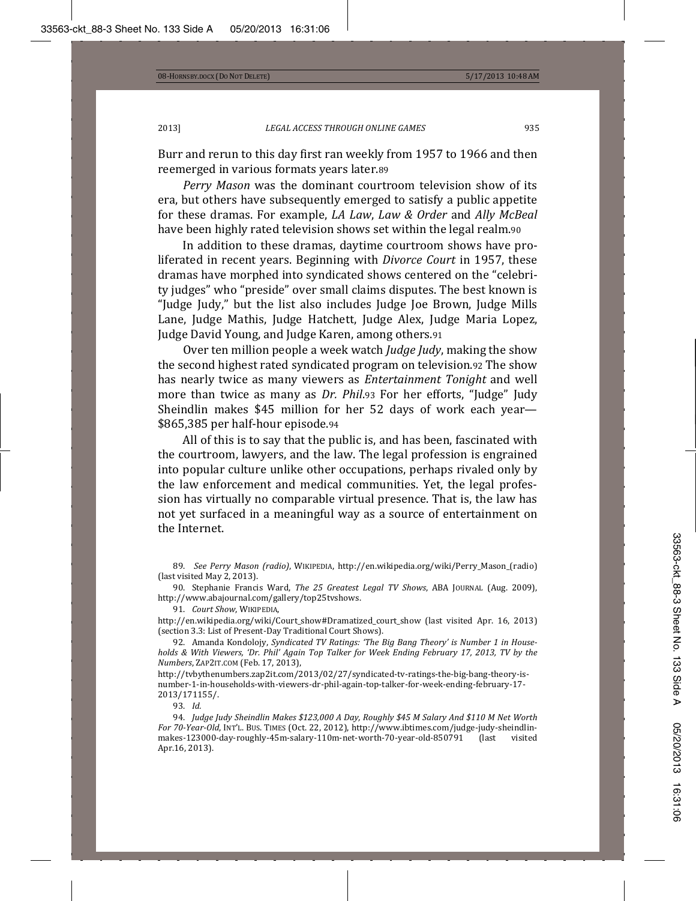Burr and rerun to this day first ran weekly from 1957 to 1966 and then reemerged in various formats years later.[89]

*Perry Mason* was the dominant courtroom television show of its era, but others have subsequently emerged to satisfy a public appetite for these dramas. For example, *LA Law*, *Law & Order* and *Ally McBeal* have been highly rated television shows set within the legal realm.[90]

In addition to these dramas, daytime courtroom shows have proliferated in recent years. Beginning with *Divorce Court* in 1957, these dramas have morphed into syndicated shows centered on the "celebrity judges" who "preside" over small claims disputes. The best known is "Judge Judy," but the list also includes Judge Joe Brown, Judge Mills Lane, Judge Mathis, Judge Hatchett, Judge Alex, Judge Maria Lopez, Judge David Young, and Judge Karen, among others.[91]

Over ten million people a week watch *Judge Judy*, making the show the second highest rated syndicated program on television.[92] The show has nearly twice as many viewers as *Entertainment Tonight* and well more than twice as many as *Dr. Phil*.[93] For her efforts, "Judge" Judy Sheindlin makes $45 million for her 52 days of work each year—$865,385 per half-hour episode.[94]

All of this is to say that the public is, and has been, fascinated with the courtroom, lawyers, and the law. The legal profession is engrained into popular culture unlike other occupations, perhaps rivaled only by the law enforcement and medical communities. Yet, the legal profession has virtually no comparable virtual presence. That is, the law has not yet surfaced in a meaningful way as a source of entertainment on the Internet.

---

89. *See Perry Mason (radio)*, WIKIPEDIA, http://en.wikipedia.org/wiki/Perry_Mason_(radio) (last visited May 2, 2013).

90. Stephanie Francis Ward, *The 25 Greatest Legal TV Shows*, ABA JOURNAL (Aug. 2009), http://www.abajournal.com/gallery/top25tvshows.

91. *Court Show*, WIKIPEDIA, http://en.wikipedia.org/wiki/Court_show#Dramatized_court_show (last visited Apr. 16, 2013) (section 3.3: List of Present-Day Traditional Court Shows).

92. Amanda Kondolojy, *Syndicated TV Ratings: 'The Big Bang Theory' is Number 1 in Households & With Viewers, 'Dr. Phil' Again Top Talker for Week Ending February 17, 2013, TV by the Numbers*, ZAP2IT.COM (Feb. 17, 2013), http://tvbythenumbers.zap2it.com/2013/02/27/syndicated-tv-ratings-the-big-bang-theory-is-number-1-in-households-with-viewers-dr-phil-again-top-talker-for-week-ending-february-17-2013/171155/.

93. *Id.*

94. *Judge Judy Sheindlin Makes $123,000 A Day, Roughly $45 M Salary And $110 M Net Worth For 70-Year-Old*, INT'L. BUS. TIMES (Oct. 22, 2012), http://www.ibtimes.com/judge-judy-sheindlin-makes-123000-day-roughly-45m-salary-110m-net-worth-70-year-old-850791 (last visited Apr.16, 2013).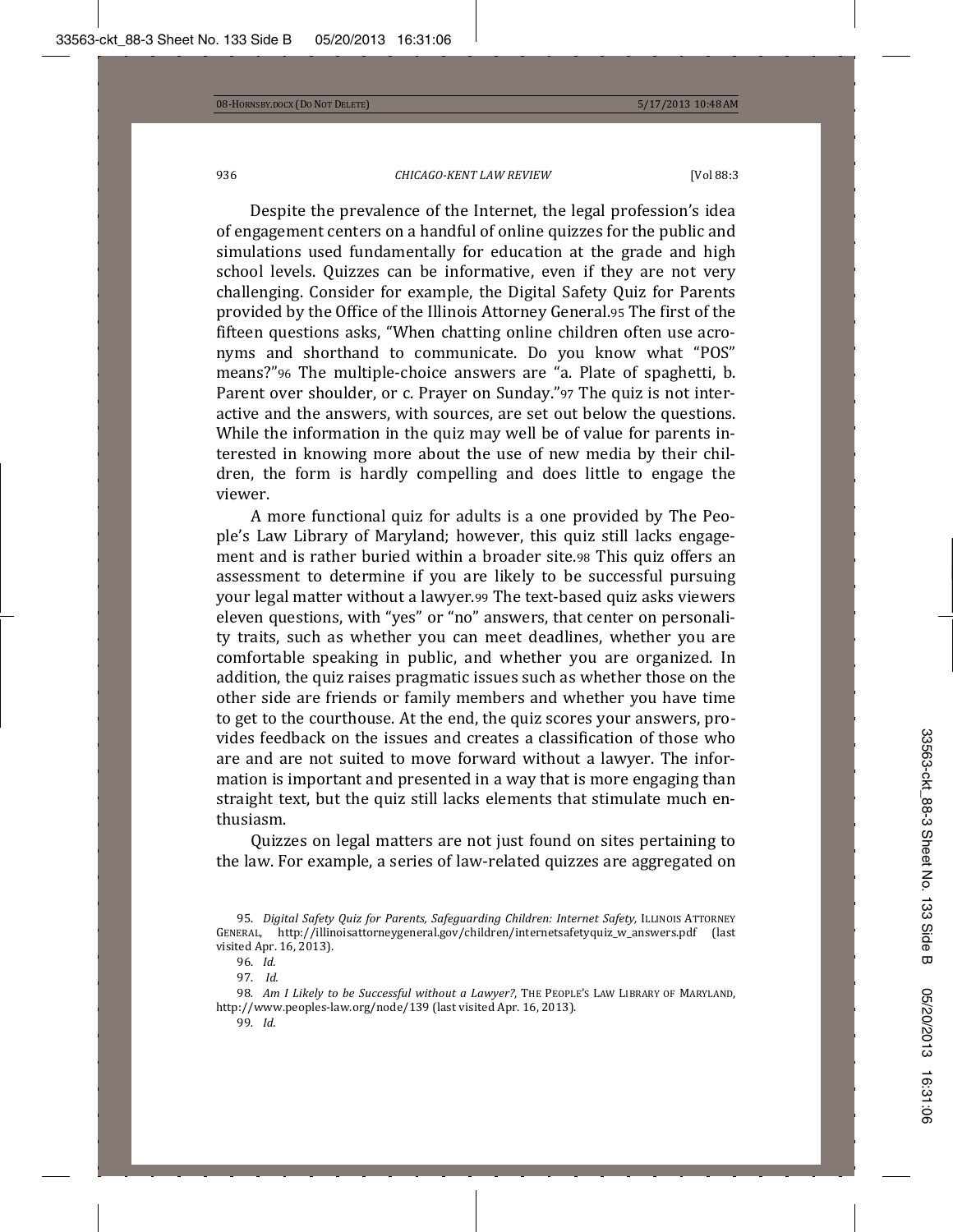Despite the prevalence of the Internet, the legal profession's idea of engagement centers on a handful of online quizzes for the public and simulations used fundamentally for education at the grade and high school levels. Quizzes can be informative, even if they are not very challenging. Consider for example, the Digital Safety Quiz for Parents provided by the Office of the Illinois Attorney General.[95] The first of the fifteen questions asks, "When chatting online children often use acronyms and shorthand to communicate. Do you know what "POS" means?"[96] The multiple-choice answers are "a. Plate of spaghetti, b. Parent over shoulder, or c. Prayer on Sunday."[97] The quiz is not interactive and the answers, with sources, are set out below the questions. While the information in the quiz may well be of value for parents interested in knowing more about the use of new media by their children, the form is hardly compelling and does little to engage the viewer.

A more functional quiz for adults is a one provided by The People's Law Library of Maryland; however, this quiz still lacks engagement and is rather buried within a broader site.[98] This quiz offers an assessment to determine if you are likely to be successful pursuing your legal matter without a lawyer.[99] The text-based quiz asks viewers eleven questions, with "yes" or "no" answers, that center on personality traits, such as whether you can meet deadlines, whether you are comfortable speaking in public, and whether you are organized. In addition, the quiz raises pragmatic issues such as whether those on the other side are friends or family members and whether you have time to get to the courthouse. At the end, the quiz scores your answers, provides feedback on the issues and creates a classification of those who are and are not suited to move forward without a lawyer. The information is important and presented in a way that is more engaging than straight text, but the quiz still lacks elements that stimulate much enthusiasm.

Quizzes on legal matters are not just found on sites pertaining to the law. For example, a series of law-related quizzes are aggregated on

---

95. *Digital Safety Quiz for Parents, Safeguarding Children: Internet Safety*, ILLINOIS ATTORNEY GENERAL, http://illinoisattorneygeneral.gov/children/internetsafetyquiz_w_answers.pdf (last visited Apr. 16, 2013).

96. *Id.*

97. *Id.*

98. *Am I Likely to be Successful without a Lawyer?*, THE PEOPLE'S LAW LIBRARY OF MARYLAND, http://www.peoples-law.org/node/139 (last visited Apr. 16, 2013).

99. *Id.*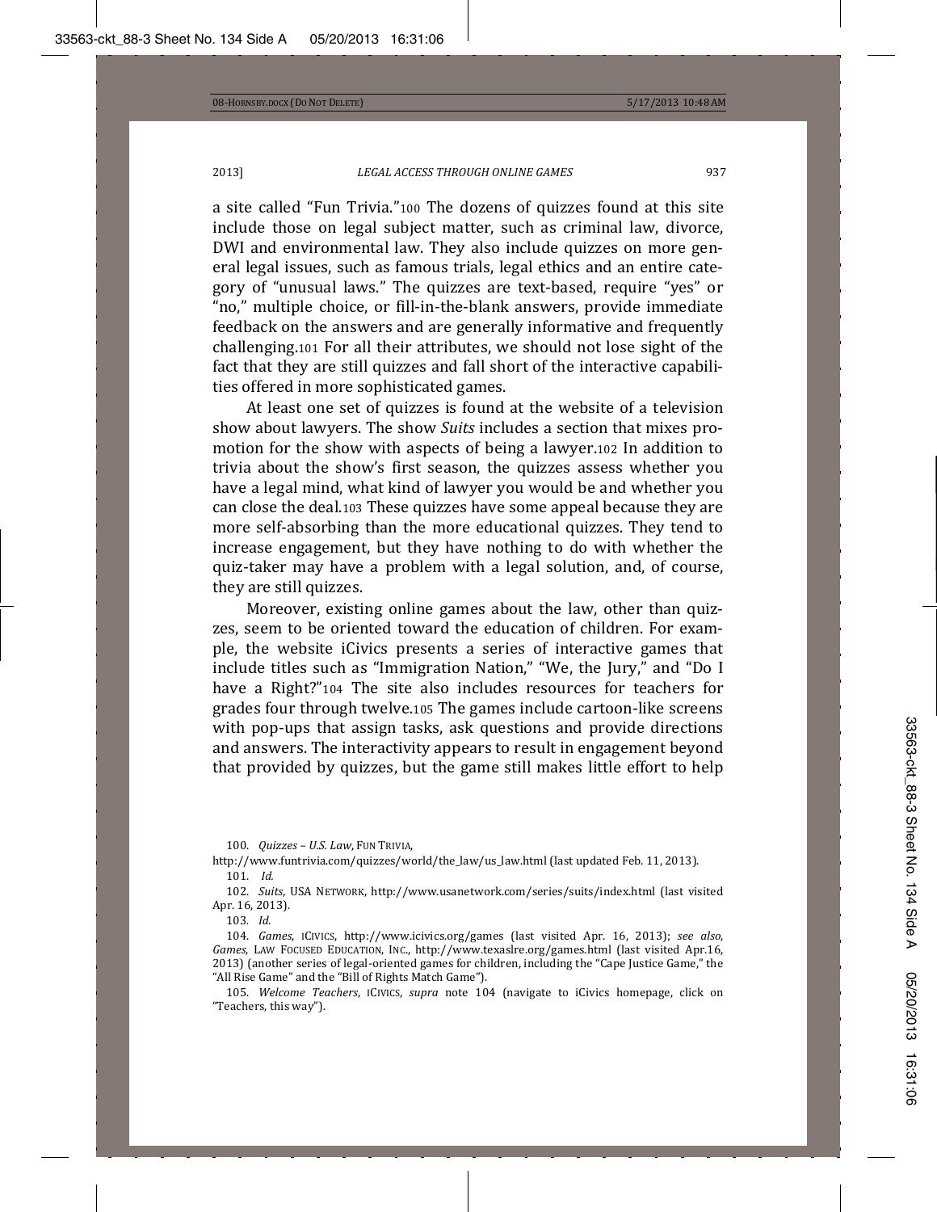a site called "Fun Trivia."[100] The dozens of quizzes found at this site include those on legal subject matter, such as criminal law, divorce, DWI and environmental law. They also include quizzes on more general legal issues, such as famous trials, legal ethics and an entire category of "unusual laws." The quizzes are text-based, require "yes" or "no," multiple choice, or fill-in-the-blank answers, provide immediate feedback on the answers and are generally informative and frequently challenging.[101] For all their attributes, we should not lose sight of the fact that they are still quizzes and fall short of the interactive capabilities offered in more sophisticated games.

At least one set of quizzes is found at the website of a television show about lawyers. The show *Suits* includes a section that mixes promotion for the show with aspects of being a lawyer.[102] In addition to trivia about the show's first season, the quizzes assess whether you have a legal mind, what kind of lawyer you would be and whether you can close the deal.[103] These quizzes have some appeal because they are more self-absorbing than the more educational quizzes. They tend to increase engagement, but they have nothing to do with whether the quiz-taker may have a problem with a legal solution, and, of course, they are still quizzes.

Moreover, existing online games about the law, other than quizzes, seem to be oriented toward the education of children. For example, the website iCivics presents a series of interactive games that include titles such as "Immigration Nation," "We, the Jury," and "Do I have a Right?"[104] The site also includes resources for teachers for grades four through twelve.[105] The games include cartoon-like screens with pop-ups that assign tasks, ask questions and provide directions and answers. The interactivity appears to result in engagement beyond that provided by quizzes, but the game still makes little effort to help

---

100. *Quizzes – U.S. Law*, FUN TRIVIA, http://www.funtrivia.com/quizzes/world/the_law/us_law.html (last updated Feb. 11, 2013).

101. *Id.*

102. *Suits*, USA NETWORK, http://www.usanetwork.com/series/suits/index.html (last visited Apr. 16, 2013).

103. *Id.*

104. *Games*, ICIVICS, http://www.icivics.org/games (last visited Apr. 16, 2013); *see also*, *Games*, LAW FOCUSED EDUCATION, INC., http://www.texaslre.org/games.html (last visited Apr.16, 2013) (another series of legal-oriented games for children, including the "Cape Justice Game," the "All Rise Game" and the "Bill of Rights Match Game").

105. *Welcome Teachers*, ICIVICS, *supra* note 104 (navigate to iCivics homepage, click on "Teachers, this way").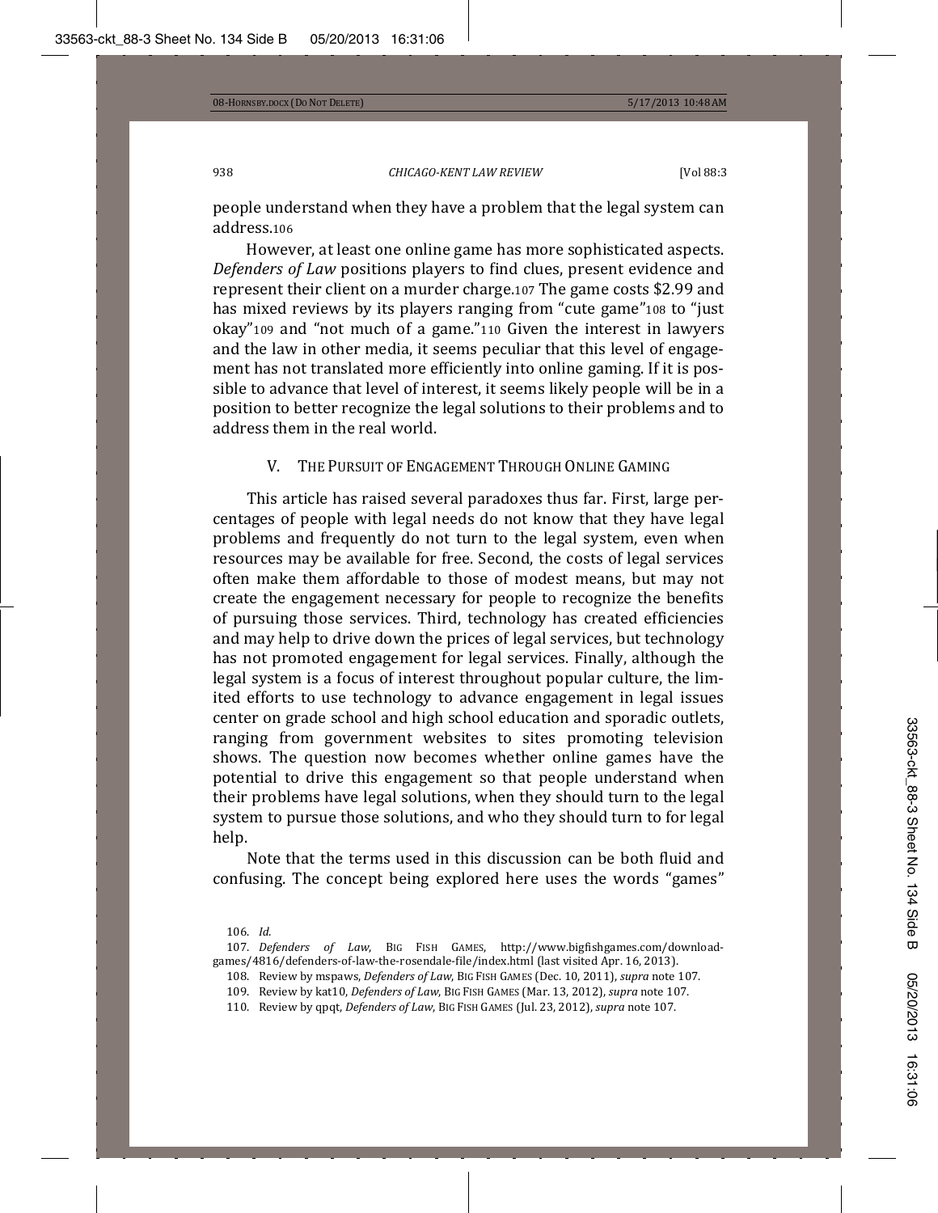people understand when they have a problem that the legal system can address.[106]

However, at least one online game has more sophisticated aspects. *Defenders of Law* positions players to find clues, present evidence and represent their client on a murder charge.[107] The game costs $2.99 and has mixed reviews by its players ranging from "cute game"[108] to "just okay"[109] and "not much of a game."[110] Given the interest in lawyers and the law in other media, it seems peculiar that this level of engagement has not translated more efficiently into online gaming. If it is possible to advance that level of interest, it seems likely people will be in a position to better recognize the legal solutions to their problems and to address them in the real world.

## V. The Pursuit of Engagement Through Online Gaming

This article has raised several paradoxes thus far. First, large percentages of people with legal needs do not know that they have legal problems and frequently do not turn to the legal system, even when resources may be available for free. Second, the costs of legal services often make them affordable to those of modest means, but may not create the engagement necessary for people to recognize the benefits of pursuing those services. Third, technology has created efficiencies and may help to drive down the prices of legal services, but technology has not promoted engagement for legal services. Finally, although the legal system is a focus of interest throughout popular culture, the limited efforts to use technology to advance engagement in legal issues center on grade school and high school education and sporadic outlets, ranging from government websites to sites promoting television shows. The question now becomes whether online games have the potential to drive this engagement so that people understand when their problems have legal solutions, when they should turn to the legal system to pursue those solutions, and who they should turn to for legal help.

Note that the terms used in this discussion can be both fluid and confusing. The concept being explored here uses the words "games"

---

106. *Id.*

107. *Defenders of Law*, Big Fish Games, http://www.bigfishgames.com/download-games/4816/defenders-of-law-the-rosendale-file/index.html (last visited Apr. 16, 2013).

108. Review by mspaws, *Defenders of Law*, Big Fish Games (Dec. 10, 2011), *supra* note 107.

109. Review by kat10, *Defenders of Law*, Big Fish Games (Mar. 13, 2012), *supra* note 107.

110. Review by qpqt, *Defenders of Law*, Big Fish Games (Jul. 23, 2012), *supra* note 107.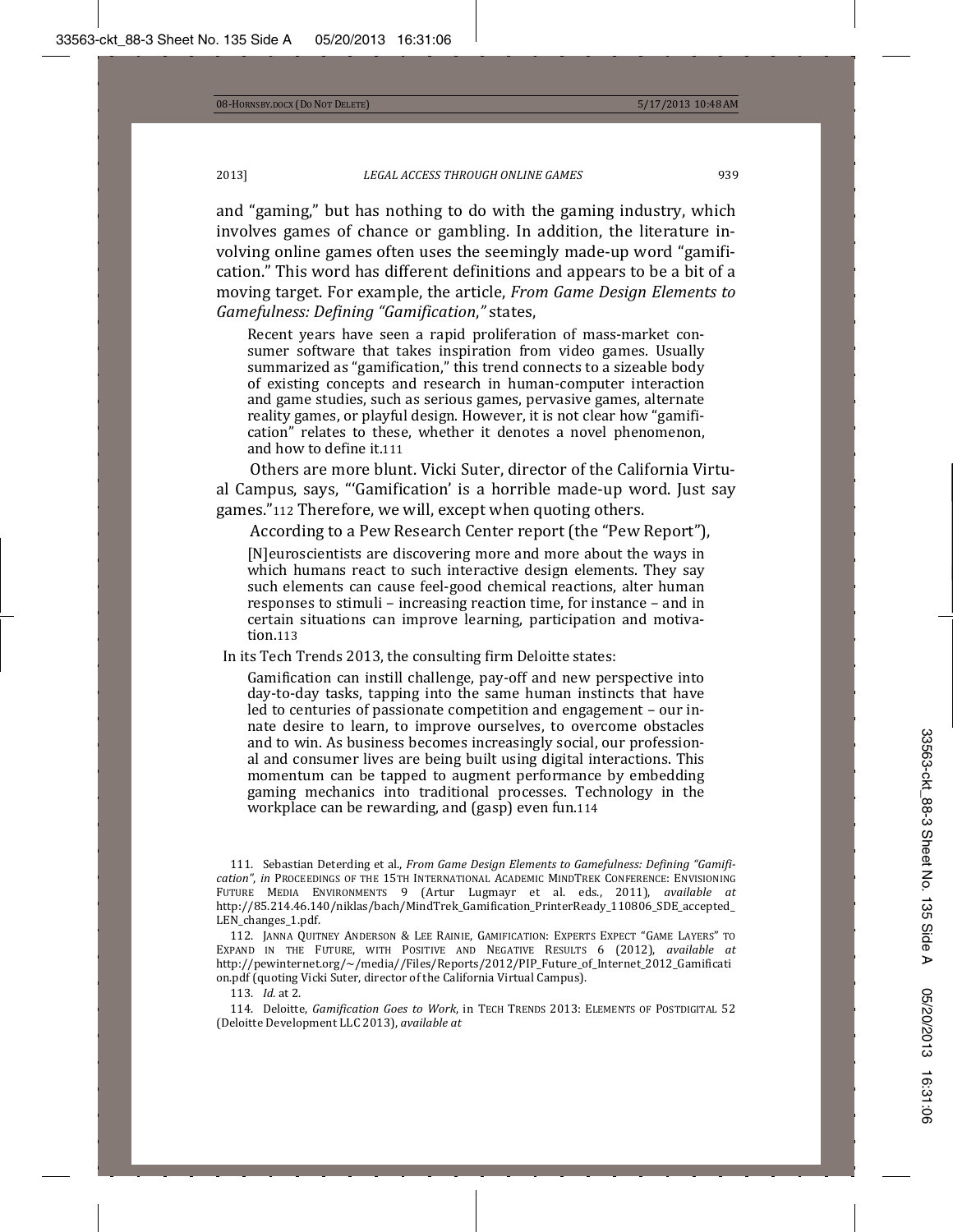and "gaming," but has nothing to do with the gaming industry, which involves games of chance or gambling. In addition, the literature involving online games often uses the seemingly made-up word "gamification." This word has different definitions and appears to be a bit of a moving target. For example, the article, *From Game Design Elements to Gamefulness: Defining "Gamification*,*"* states,

> Recent years have seen a rapid proliferation of mass-market consumer software that takes inspiration from video games. Usually summarized as "gamification," this trend connects to a sizeable body of existing concepts and research in human-computer interaction and game studies, such as serious games, pervasive games, alternate reality games, or playful design. However, it is not clear how "gamification" relates to these, whether it denotes a novel phenomenon, and how to define it.[111]

Others are more blunt. Vicki Suter, director of the California Virtual Campus, says, "'Gamification' is a horrible made-up word. Just say games."[112] Therefore, we will, except when quoting others.

According to a Pew Research Center report (the "Pew Report"),

> [N]euroscientists are discovering more and more about the ways in which humans react to such interactive design elements. They say such elements can cause feel-good chemical reactions, alter human responses to stimuli – increasing reaction time, for instance – and in certain situations can improve learning, participation and motivation.[113]

In its Tech Trends 2013, the consulting firm Deloitte states:

> Gamification can instill challenge, pay-off and new perspective into day-to-day tasks, tapping into the same human instincts that have led to centuries of passionate competition and engagement – our innate desire to learn, to improve ourselves, to overcome obstacles and to win. As business becomes increasingly social, our professional and consumer lives are being built using digital interactions. This momentum can be tapped to augment performance by embedding gaming mechanics into traditional processes. Technology in the workplace can be rewarding, and (gasp) even fun.[114]

---

111. Sebastian Deterding et al., *From Game Design Elements to Gamefulness: Defining "Gamification"*, *in* PROCEEDINGS OF THE 15TH INTERNATIONAL ACADEMIC MINDTREK CONFERENCE: ENVISIONING FUTURE MEDIA ENVIRONMENTS 9 (Artur Lugmayr et al. eds., 2011), *available at* http://85.214.46.140/niklas/bach/MindTrek_Gamification_PrinterReady_110806_SDE_accepted_LEN_changes_1.pdf.

112. JANNA QUITNEY ANDERSON & LEE RAINIE, GAMIFICATION: EXPERTS EXPECT "GAME LAYERS" TO EXPAND IN THE FUTURE, WITH POSITIVE AND NEGATIVE RESULTS 6 (2012), *available at* http://pewinternet.org/~/media//Files/Reports/2012/PIP_Future_of_Internet_2012_Gamification.pdf (quoting Vicki Suter, director of the California Virtual Campus).

113. *Id.* at 2.

114. Deloitte, *Gamification Goes to Work*, in TECH TRENDS 2013: ELEMENTS OF POSTDIGITAL 52 (Deloitte Development LLC 2013), *available at*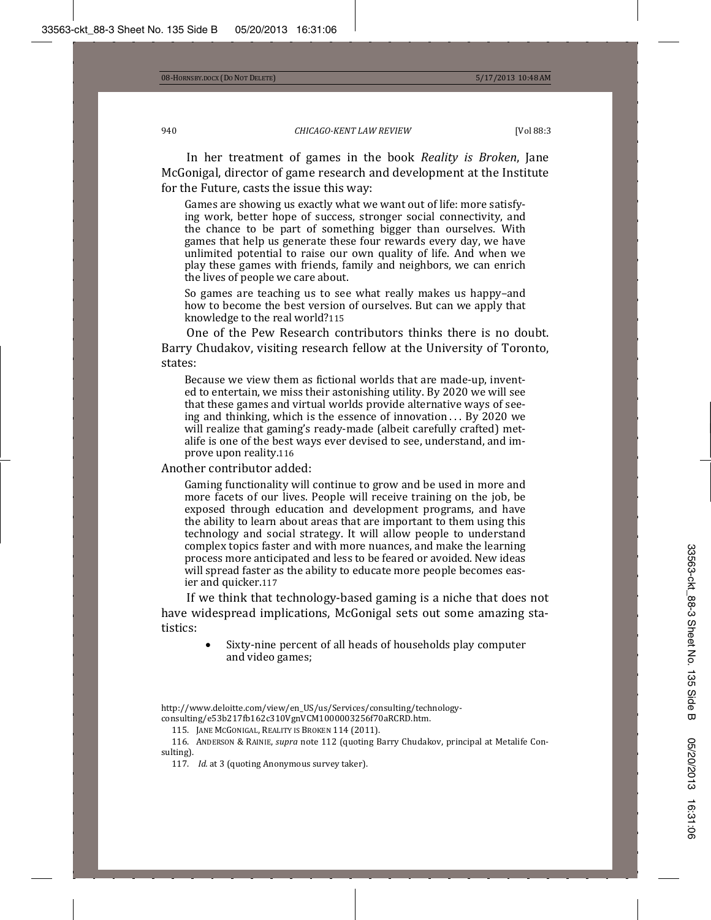In her treatment of games in the book *Reality is Broken*, Jane McGonigal, director of game research and development at the Institute for the Future, casts the issue this way:

> Games are showing us exactly what we want out of life: more satisfying work, better hope of success, stronger social connectivity, and the chance to be part of something bigger than ourselves. With games that help us generate these four rewards every day, we have unlimited potential to raise our own quality of life. And when we play these games with friends, family and neighbors, we can enrich the lives of people we care about.
>
> So games are teaching us to see what really makes us happy–and how to become the best version of ourselves. But can we apply that knowledge to the real world?[115]

One of the Pew Research contributors thinks there is no doubt. Barry Chudakov, visiting research fellow at the University of Toronto, states:

> Because we view them as fictional worlds that are made-up, invented to entertain, we miss their astonishing utility. By 2020 we will see that these games and virtual worlds provide alternative ways of seeing and thinking, which is the essence of innovation . . . By 2020 we will realize that gaming's ready-made (albeit carefully crafted) metalife is one of the best ways ever devised to see, understand, and improve upon reality.[116]

Another contributor added:

> Gaming functionality will continue to grow and be used in more and more facets of our lives. People will receive training on the job, be exposed through education and development programs, and have the ability to learn about areas that are important to them using this technology and social strategy. It will allow people to understand complex topics faster and with more nuances, and make the learning process more anticipated and less to be feared or avoided. New ideas will spread faster as the ability to educate more people becomes easier and quicker.[117]

If we think that technology-based gaming is a niche that does not have widespread implications, McGonigal sets out some amazing statistics:

- Sixty-nine percent of all heads of households play computer and video games;

---

http://www.deloitte.com/view/en_US/us/Services/consulting/technology-consulting/e53b217fb162c310VgnVCM1000003256f70aRCRD.htm.

115. JANE MCGONIGAL, REALITY IS BROKEN 114 (2011).

116. ANDERSON & RAINIE, *supra* note 112 (quoting Barry Chudakov, principal at Metalife Consulting).

117. *Id.* at 3 (quoting Anonymous survey taker).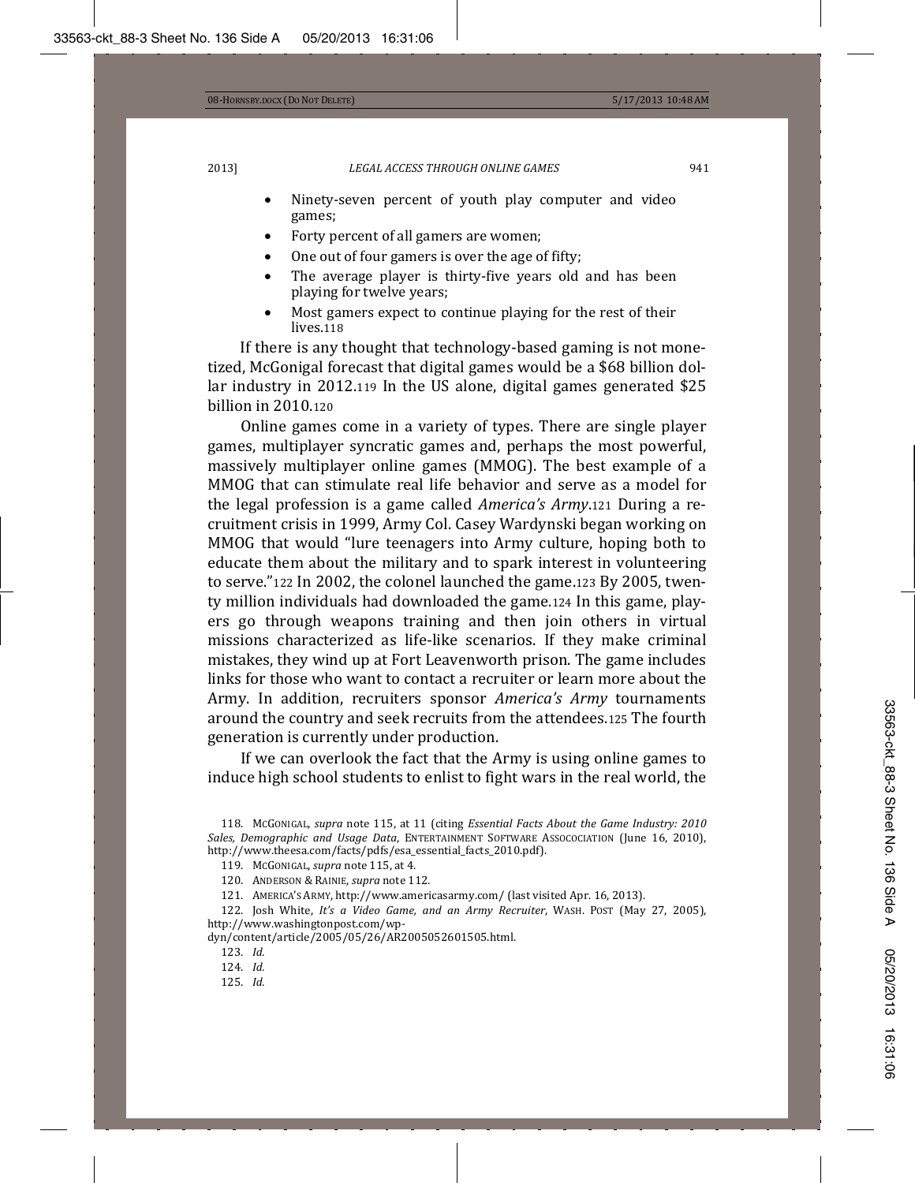- Ninety-seven percent of youth play computer and video games;
- Forty percent of all gamers are women;
- One out of four gamers is over the age of fifty;
- The average player is thirty-five years old and has been playing for twelve years;
- Most gamers expect to continue playing for the rest of their lives.[118]

If there is any thought that technology-based gaming is not monetized, McGonigal forecast that digital games would be a $68 billion dollar industry in 2012.[119] In the US alone, digital games generated $25 billion in 2010.[120]

Online games come in a variety of types. There are single player games, multiplayer syncratic games and, perhaps the most powerful, massively multiplayer online games (MMOG). The best example of a MMOG that can stimulate real life behavior and serve as a model for the legal profession is a game called *America's Army*.[121] During a recruitment crisis in 1999, Army Col. Casey Wardynski began working on MMOG that would "lure teenagers into Army culture, hoping both to educate them about the military and to spark interest in volunteering to serve."[122] In 2002, the colonel launched the game.[123] By 2005, twenty million individuals had downloaded the game.[124] In this game, players go through weapons training and then join others in virtual missions characterized as life-like scenarios. If they make criminal mistakes, they wind up at Fort Leavenworth prison. The game includes links for those who want to contact a recruiter or learn more about the Army. In addition, recruiters sponsor *America's Army* tournaments around the country and seek recruits from the attendees.[125] The fourth generation is currently under production.

If we can overlook the fact that the Army is using online games to induce high school students to enlist to fight wars in the real world, the

118. MCGONIGAL, *supra* note 115, at 11 (citing *Essential Facts About the Game Industry: 2010 Sales, Demographic and Usage Data*, ENTERTAINMENT SOFTWARE ASSOCOCIATION (June 16, 2010), http://www.theesa.com/facts/pdfs/esa_essential_facts_2010.pdf).

119. MCGONIGAL, *supra* note 115, at 4.

120. ANDERSON & RAINIE, *supra* note 112.

121. AMERICA'S ARMY, http://www.americasarmy.com/ (last visited Apr. 16, 2013).

122. Josh White, *It's a Video Game, and an Army Recruiter*, WASH. POST (May 27, 2005), http://www.washingtonpost.com/wp-dyn/content/article/2005/05/26/AR2005052601505.html.

123. *Id.*

124. *Id.*

125. *Id.*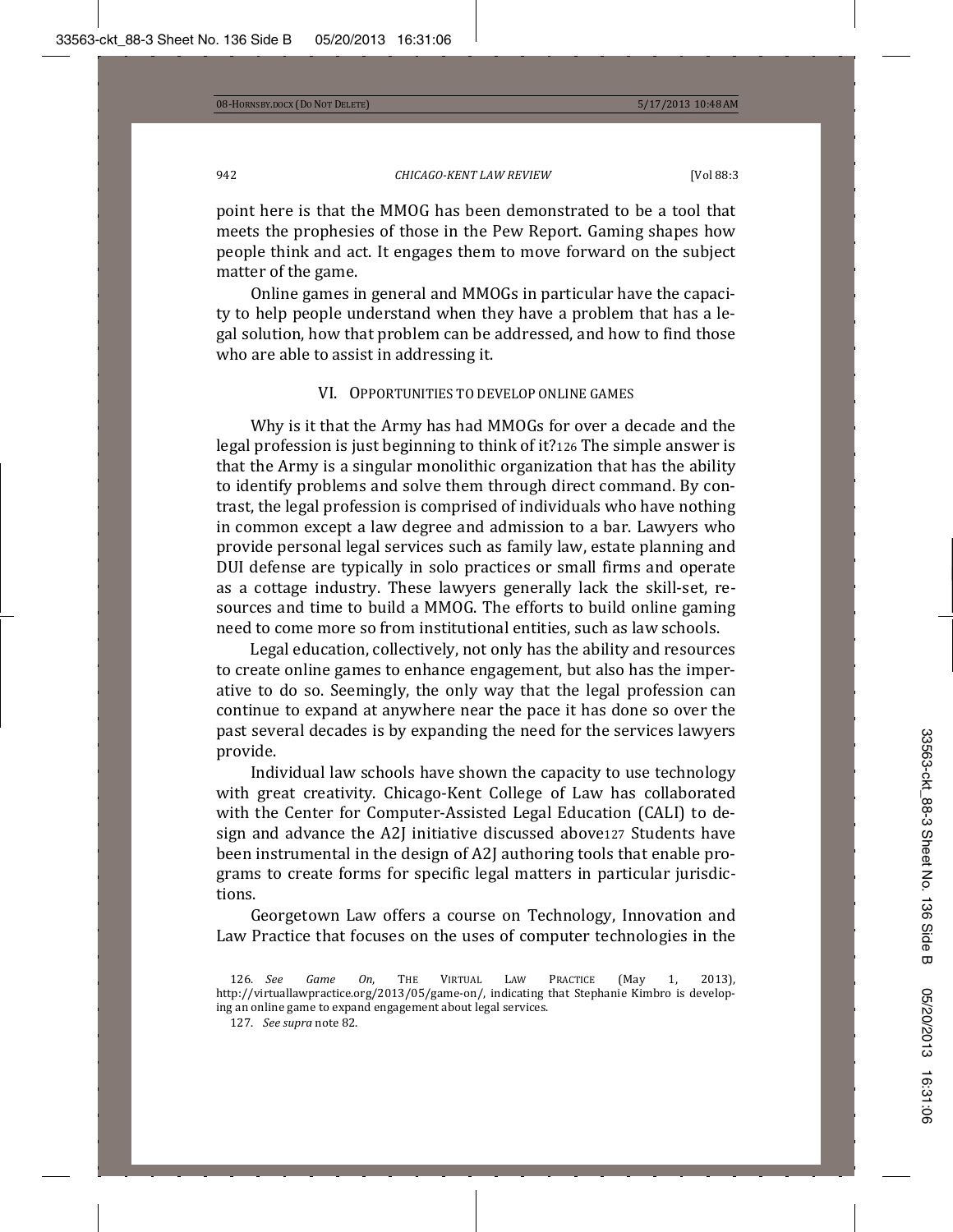point here is that the MMOG has been demonstrated to be a tool that meets the prophesies of those in the Pew Report. Gaming shapes how people think and act. It engages them to move forward on the subject matter of the game.

Online games in general and MMOGs in particular have the capacity to help people understand when they have a problem that has a legal solution, how that problem can be addressed, and how to find those who are able to assist in addressing it.

## VI. Opportunities to Develop Online Games

Why is it that the Army has had MMOGs for over a decade and the legal profession is just beginning to think of it?[126] The simple answer is that the Army is a singular monolithic organization that has the ability to identify problems and solve them through direct command. By contrast, the legal profession is comprised of individuals who have nothing in common except a law degree and admission to a bar. Lawyers who provide personal legal services such as family law, estate planning and DUI defense are typically in solo practices or small firms and operate as a cottage industry. These lawyers generally lack the skill-set, resources and time to build a MMOG. The efforts to build online gaming need to come more so from institutional entities, such as law schools.

Legal education, collectively, not only has the ability and resources to create online games to enhance engagement, but also has the imperative to do so. Seemingly, the only way that the legal profession can continue to expand at anywhere near the pace it has done so over the past several decades is by expanding the need for the services lawyers provide.

Individual law schools have shown the capacity to use technology with great creativity. Chicago-Kent College of Law has collaborated with the Center for Computer-Assisted Legal Education (CALI) to design and advance the A2J initiative discussed above[127] Students have been instrumental in the design of A2J authoring tools that enable programs to create forms for specific legal matters in particular jurisdictions.

Georgetown Law offers a course on Technology, Innovation and Law Practice that focuses on the uses of computer technologies in the

126. *See Game On*, The Virtual Law Practice (May 1, 2013), http://virtuallawpractice.org/2013/05/game-on/, indicating that Stephanie Kimbro is developing an online game to expand engagement about legal services.

127. *See supra* note 82.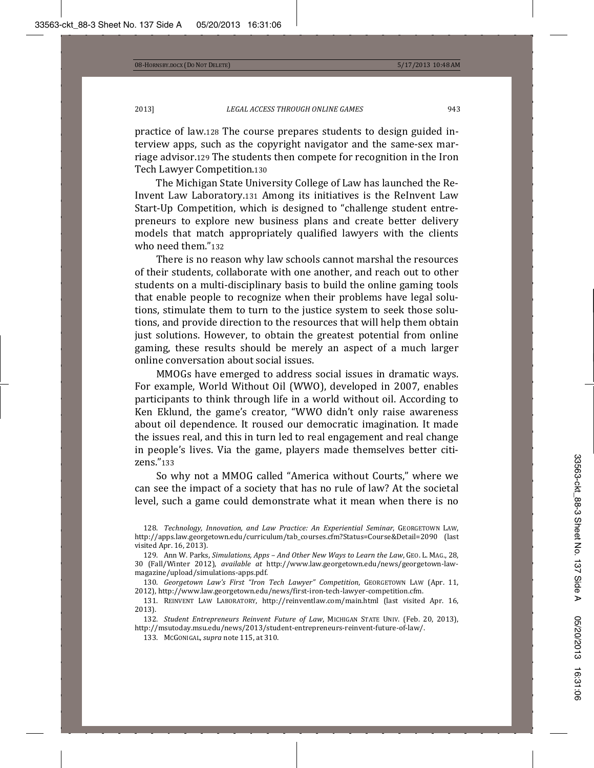practice of law.[128] The course prepares students to design guided interview apps, such as the copyright navigator and the same-sex marriage advisor.[129] The students then compete for recognition in the Iron Tech Lawyer Competition.[130]

The Michigan State University College of Law has launched the ReInvent Law Laboratory.[131] Among its initiatives is the ReInvent Law Start-Up Competition, which is designed to "challenge student entrepreneurs to explore new business plans and create better delivery models that match appropriately qualified lawyers with the clients who need them."[132]

There is no reason why law schools cannot marshal the resources of their students, collaborate with one another, and reach out to other students on a multi-disciplinary basis to build the online gaming tools that enable people to recognize when their problems have legal solutions, stimulate them to turn to the justice system to seek those solutions, and provide direction to the resources that will help them obtain just solutions. However, to obtain the greatest potential from online gaming, these results should be merely an aspect of a much larger online conversation about social issues.

MMOGs have emerged to address social issues in dramatic ways. For example, World Without Oil (WWO), developed in 2007, enables participants to think through life in a world without oil. According to Ken Eklund, the game's creator, "WWO didn't only raise awareness about oil dependence. It roused our democratic imagination. It made the issues real, and this in turn led to real engagement and real change in people's lives. Via the game, players made themselves better citizens."[133]

So why not a MMOG called "America without Courts," where we can see the impact of a society that has no rule of law? At the societal level, such a game could demonstrate what it mean when there is no

---

128. *Technology, Innovation, and Law Practice: An Experiential Seminar*, GEORGETOWN LAW, http://apps.law.georgetown.edu/curriculum/tab_courses.cfm?Status=Course&Detail=2090 (last visited Apr. 16, 2013).

129. Ann W. Parks, *Simulations, Apps – And Other New Ways to Learn the Law*, GEO. L. MAG., 28, 30 (Fall/Winter 2012), *available at* http://www.law.georgetown.edu/news/georgetown-law-magazine/upload/simulations-apps.pdf.

130. *Georgetown Law's First "Iron Tech Lawyer" Competition*, GEORGETOWN LAW (Apr. 11, 2012), http://www.law.georgetown.edu/news/first-iron-tech-lawyer-competition.cfm.

131. REINVENT LAW LABORATORY, http://reinventlaw.com/main.html (last visited Apr. 16, 2013).

132. *Student Entrepreneurs Reinvent Future of Law*, MICHIGAN STATE UNIV. (Feb. 20, 2013), http://msutoday.msu.edu/news/2013/student-entrepreneurs-reinvent-future-of-law/.

133. MCGONIGAL, *supra* note 115, at 310.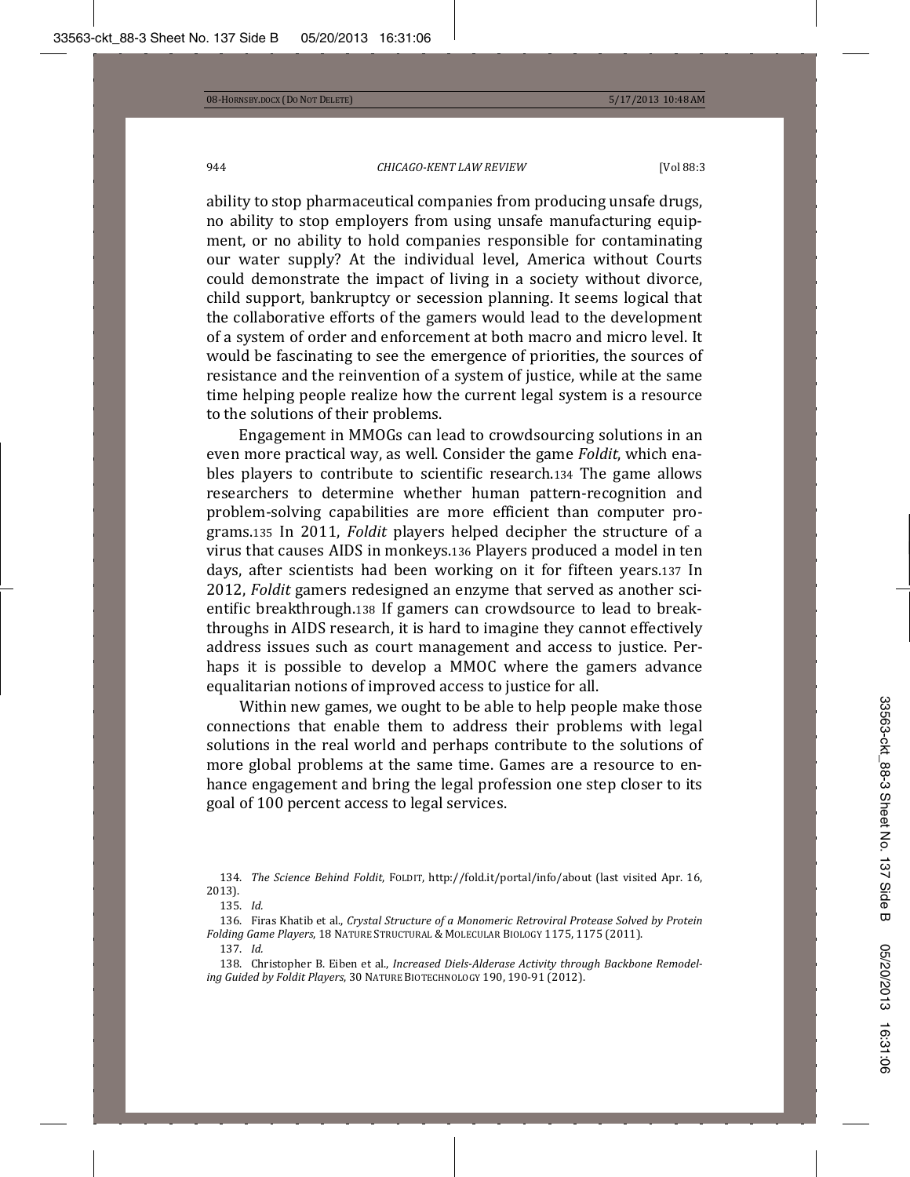ability to stop pharmaceutical companies from producing unsafe drugs, no ability to stop employers from using unsafe manufacturing equipment, or no ability to hold companies responsible for contaminating our water supply? At the individual level, America without Courts could demonstrate the impact of living in a society without divorce, child support, bankruptcy or secession planning. It seems logical that the collaborative efforts of the gamers would lead to the development of a system of order and enforcement at both macro and micro level. It would be fascinating to see the emergence of priorities, the sources of resistance and the reinvention of a system of justice, while at the same time helping people realize how the current legal system is a resource to the solutions of their problems.

Engagement in MMOGs can lead to crowdsourcing solutions in an even more practical way, as well. Consider the game *Foldit*, which enables players to contribute to scientific research.[134] The game allows researchers to determine whether human pattern-recognition and problem-solving capabilities are more efficient than computer programs.[135] In 2011, *Foldit* players helped decipher the structure of a virus that causes AIDS in monkeys.[136] Players produced a model in ten days, after scientists had been working on it for fifteen years.[137] In 2012, *Foldit* gamers redesigned an enzyme that served as another scientific breakthrough.[138] If gamers can crowdsource to lead to breakthroughs in AIDS research, it is hard to imagine they cannot effectively address issues such as court management and access to justice. Perhaps it is possible to develop a MMOC where the gamers advance equalitarian notions of improved access to justice for all.

Within new games, we ought to be able to help people make those connections that enable them to address their problems with legal solutions in the real world and perhaps contribute to the solutions of more global problems at the same time. Games are a resource to enhance engagement and bring the legal profession one step closer to its goal of 100 percent access to legal services.

---

134. *The Science Behind Foldit*, FOLDIT, http://fold.it/portal/info/about (last visited Apr. 16, 2013).

135. *Id.*

136. Firas Khatib et al., *Crystal Structure of a Monomeric Retroviral Protease Solved by Protein Folding Game Players*, 18 NATURE STRUCTURAL & MOLECULAR BIOLOGY 1175, 1175 (2011).

137. *Id.*

138. Christopher B. Eiben et al., *Increased Diels-Alderase Activity through Backbone Remodeling Guided by Foldit Players*, 30 NATURE BIOTECHNOLOGY 190, 190-91 (2012).